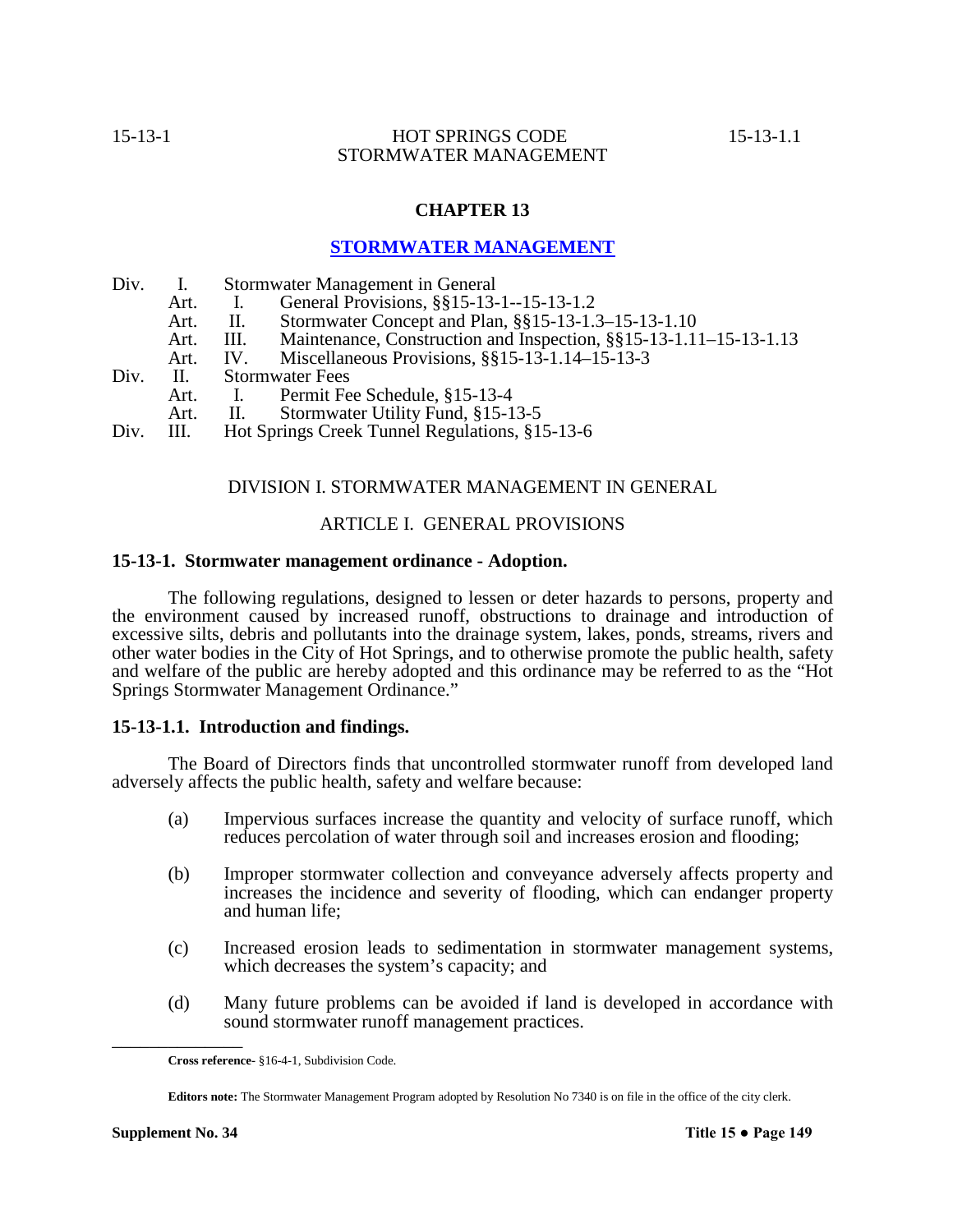# CHAPTER 13

## STORMWATER MANAGEMENT

| | | | |
|---|---|---|---|
| Div. I. | Stormwater Management in General | | |
| | Art. I. | General Provisions, §§15-13-1--15-13-1.2 | |
| | Art. II. | Stormwater Concept and Plan, §§15-13-1.3–15-13-1.10 | |
| | Art. III. | Maintenance, Construction and Inspection, §§15-13-1.11–15-13-1.13 | |
| | Art. IV. | Miscellaneous Provisions, §§15-13-1.14–15-13-3 | |
| Div. II. | Stormwater Fees | | |
| | Art. I. | Permit Fee Schedule, §15-13-4 | |
| | Art. II. | Stormwater Utility Fund, §15-13-5 | |
| Div. III. | Hot Springs Creek Tunnel Regulations, §15-13-6 | | |

### DIVISION I. STORMWATER MANAGEMENT IN GENERAL

### ARTICLE I. GENERAL PROVISIONS

**15-13-1. Stormwater management ordinance - Adoption.**

The following regulations, designed to lessen or deter hazards to persons, property and the environment caused by increased runoff, obstructions to drainage and introduction of excessive silts, debris and pollutants into the drainage system, lakes, ponds, streams, rivers and other water bodies in the City of Hot Springs, and to otherwise promote the public health, safety and welfare of the public are hereby adopted and this ordinance may be referred to as the "Hot Springs Stormwater Management Ordinance."

**15-13-1.1. Introduction and findings.**

The Board of Directors finds that uncontrolled stormwater runoff from developed land adversely affects the public health, safety and welfare because:

(a) Impervious surfaces increase the quantity and velocity of surface runoff, which reduces percolation of water through soil and increases erosion and flooding;

(b) Improper stormwater collection and conveyance adversely affects property and increases the incidence and severity of flooding, which can endanger property and human life;

(c) Increased erosion leads to sedimentation in stormwater management systems, which decreases the system's capacity; and

(d) Many future problems can be avoided if land is developed in accordance with sound stormwater runoff management practices.

---

**Cross reference-** §16-4-1, Subdivision Code.

**Editors note:** The Stormwater Management Program adopted by Resolution No 7340 is on file in the office of the city clerk.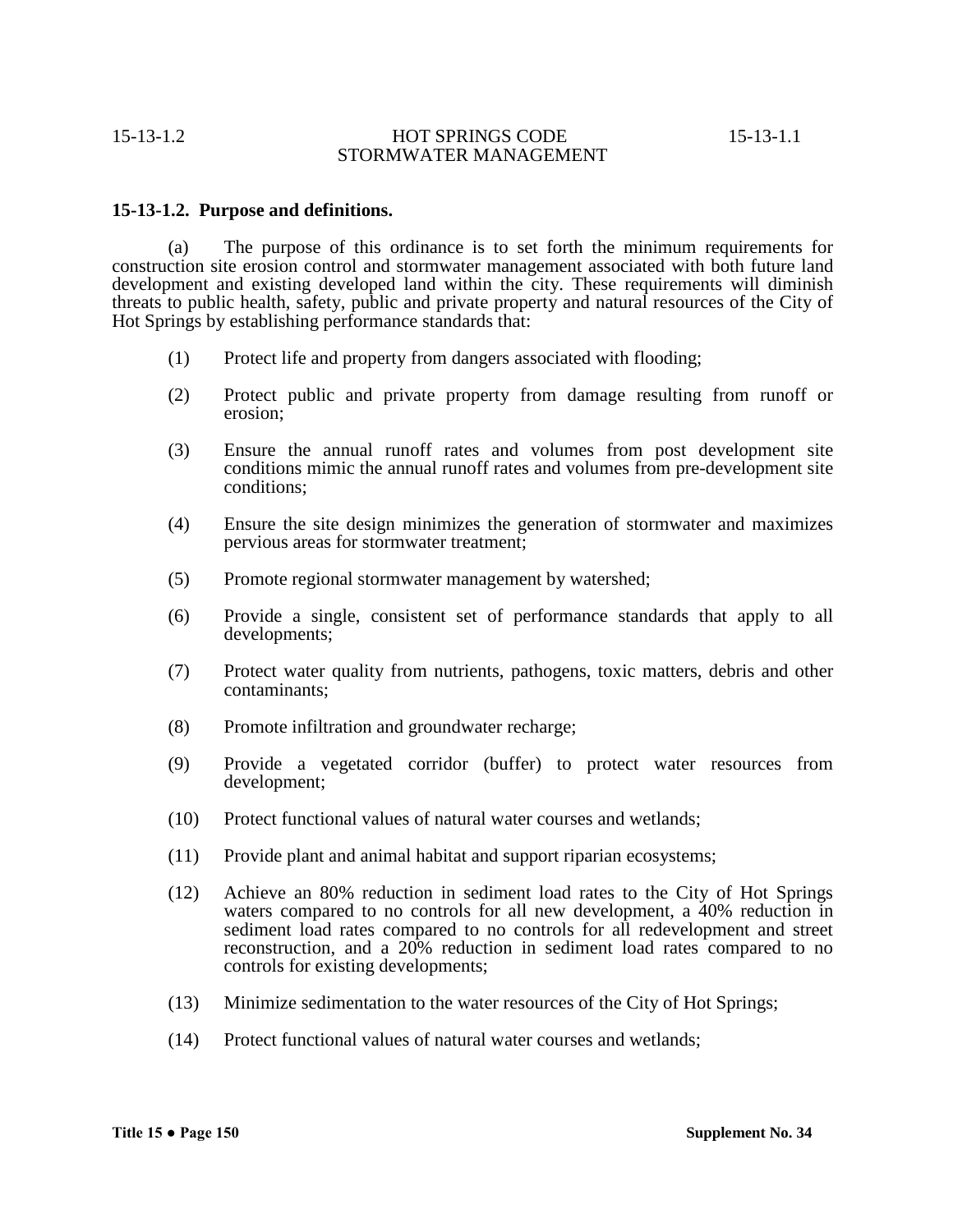**15-13-1.2. Purpose and definitions.**

(a) The purpose of this ordinance is to set forth the minimum requirements for construction site erosion control and stormwater management associated with both future land development and existing developed land within the city. These requirements will diminish threats to public health, safety, public and private property and natural resources of the City of Hot Springs by establishing performance standards that:

(1) Protect life and property from dangers associated with flooding;

(2) Protect public and private property from damage resulting from runoff or erosion;

(3) Ensure the annual runoff rates and volumes from post development site conditions mimic the annual runoff rates and volumes from pre-development site conditions;

(4) Ensure the site design minimizes the generation of stormwater and maximizes pervious areas for stormwater treatment;

(5) Promote regional stormwater management by watershed;

(6) Provide a single, consistent set of performance standards that apply to all developments;

(7) Protect water quality from nutrients, pathogens, toxic matters, debris and other contaminants;

(8) Promote infiltration and groundwater recharge;

(9) Provide a vegetated corridor (buffer) to protect water resources from development;

(10) Protect functional values of natural water courses and wetlands;

(11) Provide plant and animal habitat and support riparian ecosystems;

(12) Achieve an 80% reduction in sediment load rates to the City of Hot Springs waters compared to no controls for all new development, a 40% reduction in sediment load rates compared to no controls for all redevelopment and street reconstruction, and a 20% reduction in sediment load rates compared to no controls for existing developments;

(13) Minimize sedimentation to the water resources of the City of Hot Springs;

(14) Protect functional values of natural water courses and wetlands;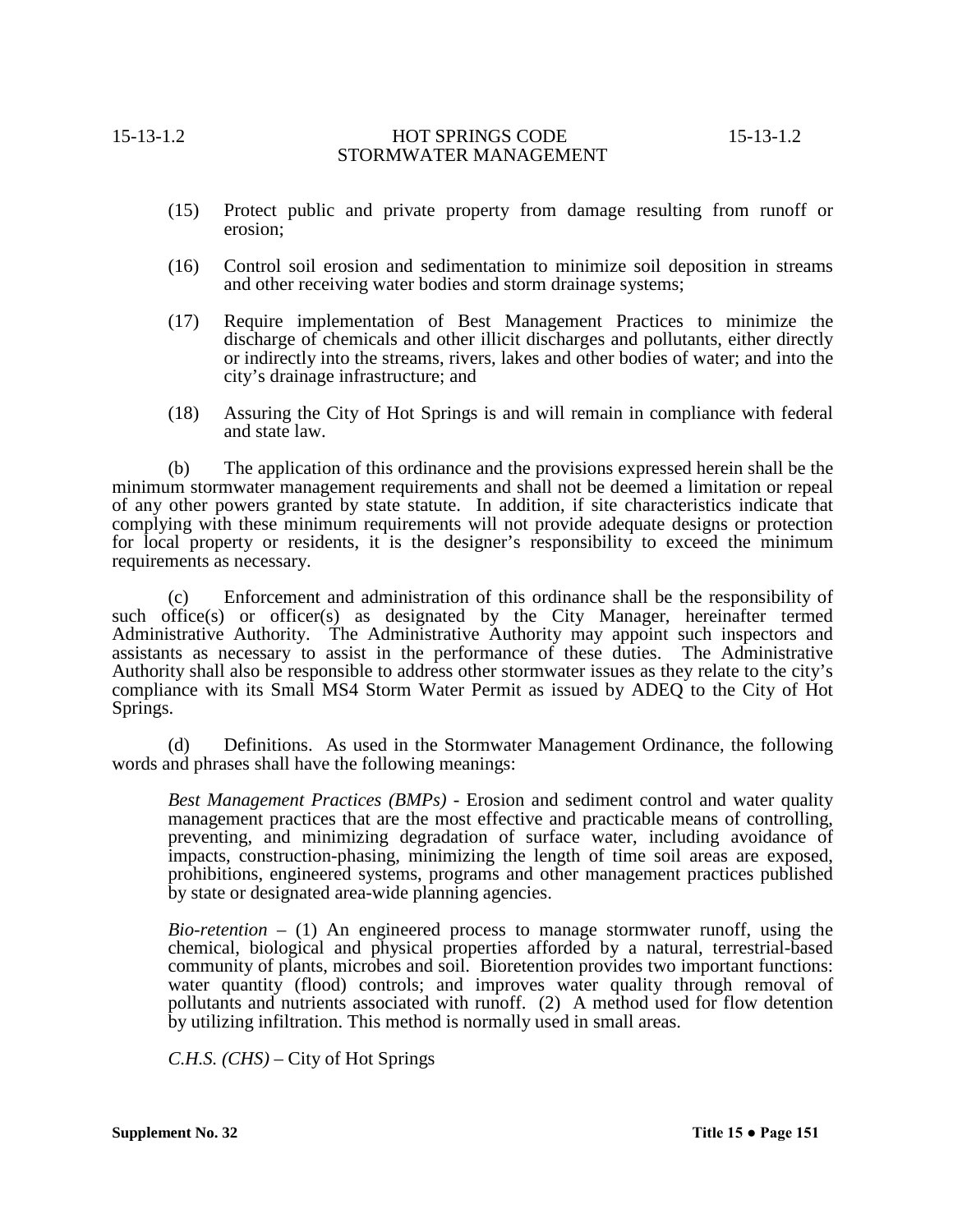(15) Protect public and private property from damage resulting from runoff or erosion;

(16) Control soil erosion and sedimentation to minimize soil deposition in streams and other receiving water bodies and storm drainage systems;

(17) Require implementation of Best Management Practices to minimize the discharge of chemicals and other illicit discharges and pollutants, either directly or indirectly into the streams, rivers, lakes and other bodies of water; and into the city's drainage infrastructure; and

(18) Assuring the City of Hot Springs is and will remain in compliance with federal and state law.

(b) The application of this ordinance and the provisions expressed herein shall be the minimum stormwater management requirements and shall not be deemed a limitation or repeal of any other powers granted by state statute. In addition, if site characteristics indicate that complying with these minimum requirements will not provide adequate designs or protection for local property or residents, it is the designer's responsibility to exceed the minimum requirements as necessary.

(c) Enforcement and administration of this ordinance shall be the responsibility of such office(s) or officer(s) as designated by the City Manager, hereinafter termed Administrative Authority. The Administrative Authority may appoint such inspectors and assistants as necessary to assist in the performance of these duties. The Administrative Authority shall also be responsible to address other stormwater issues as they relate to the city's compliance with its Small MS4 Storm Water Permit as issued by ADEQ to the City of Hot Springs.

(d) Definitions. As used in the Stormwater Management Ordinance, the following words and phrases shall have the following meanings:

*Best Management Practices (BMPs)* - Erosion and sediment control and water quality management practices that are the most effective and practicable means of controlling, preventing, and minimizing degradation of surface water, including avoidance of impacts, construction-phasing, minimizing the length of time soil areas are exposed, prohibitions, engineered systems, programs and other management practices published by state or designated area-wide planning agencies.

*Bio-retention* – (1) An engineered process to manage stormwater runoff, using the chemical, biological and physical properties afforded by a natural, terrestrial-based community of plants, microbes and soil. Bioretention provides two important functions: water quantity (flood) controls; and improves water quality through removal of pollutants and nutrients associated with runoff. (2) A method used for flow detention by utilizing infiltration. This method is normally used in small areas.

*C.H.S. (CHS)* – City of Hot Springs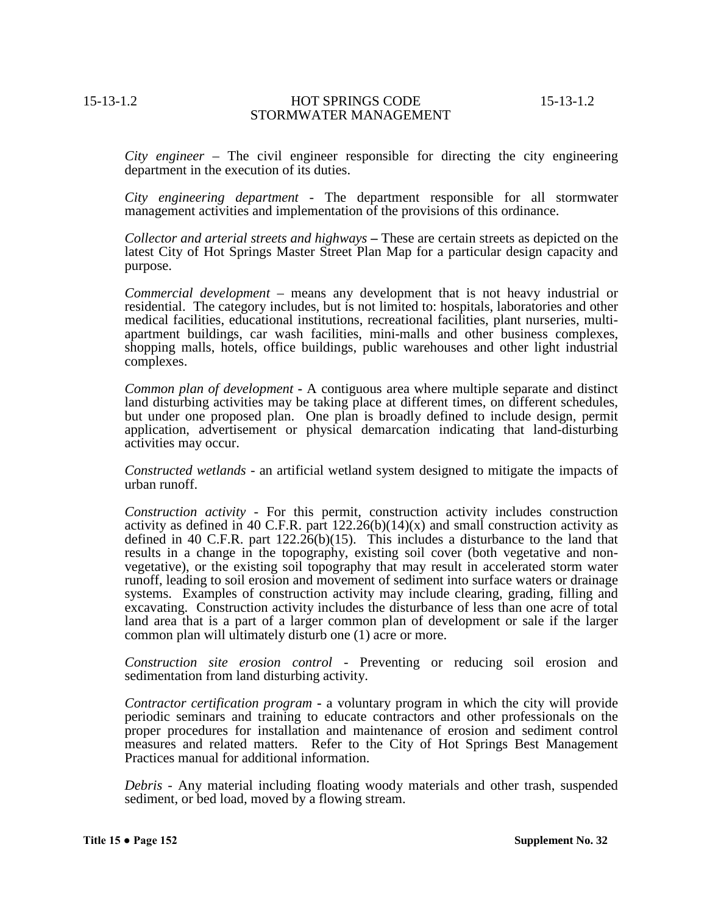*City engineer* – The civil engineer responsible for directing the city engineering department in the execution of its duties.

*City engineering department* - The department responsible for all stormwater management activities and implementation of the provisions of this ordinance.

*Collector and arterial streets and highways* **–** These are certain streets as depicted on the latest City of Hot Springs Master Street Plan Map for a particular design capacity and purpose.

*Commercial development* – means any development that is not heavy industrial or residential. The category includes, but is not limited to: hospitals, laboratories and other medical facilities, educational institutions, recreational facilities, plant nurseries, multi-apartment buildings, car wash facilities, mini-malls and other business complexes, shopping malls, hotels, office buildings, public warehouses and other light industrial complexes.

*Common plan of development* - A contiguous area where multiple separate and distinct land disturbing activities may be taking place at different times, on different schedules, but under one proposed plan. One plan is broadly defined to include design, permit application, advertisement or physical demarcation indicating that land-disturbing activities may occur.

*Constructed wetlands* - an artificial wetland system designed to mitigate the impacts of urban runoff.

*Construction activity* - For this permit, construction activity includes construction activity as defined in 40 C.F.R. part 122.26(b)(14)(x) and small construction activity as defined in 40 C.F.R. part 122.26(b)(15). This includes a disturbance to the land that results in a change in the topography, existing soil cover (both vegetative and non-vegetative), or the existing soil topography that may result in accelerated storm water runoff, leading to soil erosion and movement of sediment into surface waters or drainage systems. Examples of construction activity may include clearing, grading, filling and excavating. Construction activity includes the disturbance of less than one acre of total land area that is a part of a larger common plan of development or sale if the larger common plan will ultimately disturb one (1) acre or more.

*Construction site erosion control* - Preventing or reducing soil erosion and sedimentation from land disturbing activity.

*Contractor certification program* **-** a voluntary program in which the city will provide periodic seminars and training to educate contractors and other professionals on the proper procedures for installation and maintenance of erosion and sediment control measures and related matters. Refer to the City of Hot Springs Best Management Practices manual for additional information.

*Debris* - Any material including floating woody materials and other trash, suspended sediment, or bed load, moved by a flowing stream.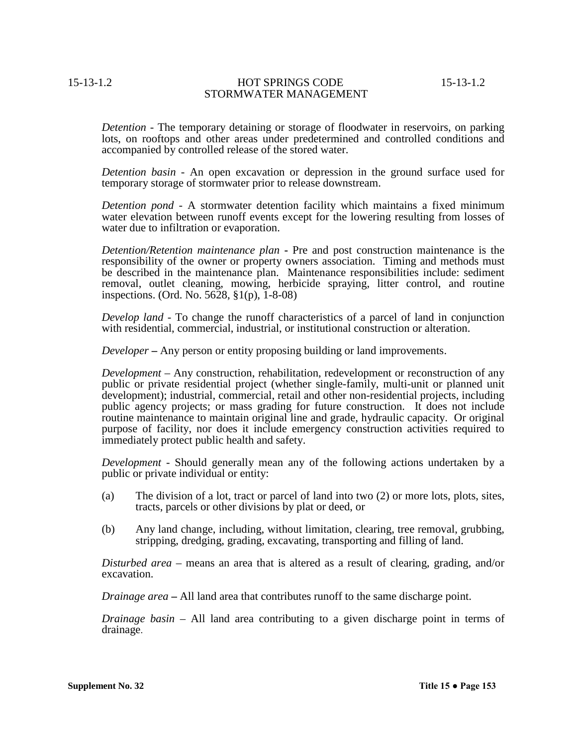*Detention* - The temporary detaining or storage of floodwater in reservoirs, on parking lots, on rooftops and other areas under predetermined and controlled conditions and accompanied by controlled release of the stored water.

*Detention basin* - An open excavation or depression in the ground surface used for temporary storage of stormwater prior to release downstream.

*Detention pond* - A stormwater detention facility which maintains a fixed minimum water elevation between runoff events except for the lowering resulting from losses of water due to infiltration or evaporation.

*Detention/Retention maintenance plan* - Pre and post construction maintenance is the responsibility of the owner or property owners association. Timing and methods must be described in the maintenance plan. Maintenance responsibilities include: sediment removal, outlet cleaning, mowing, herbicide spraying, litter control, and routine inspections. (Ord. No. 5628, §1(p), 1-8-08)

*Develop land* - To change the runoff characteristics of a parcel of land in conjunction with residential, commercial, industrial, or institutional construction or alteration.

*Developer* **–** Any person or entity proposing building or land improvements.

*Development* – Any construction, rehabilitation, redevelopment or reconstruction of any public or private residential project (whether single-family, multi-unit or planned unit development); industrial, commercial, retail and other non-residential projects, including public agency projects; or mass grading for future construction. It does not include routine maintenance to maintain original line and grade, hydraulic capacity. Or original purpose of facility, nor does it include emergency construction activities required to immediately protect public health and safety.

*Development* - Should generally mean any of the following actions undertaken by a public or private individual or entity:

(a) The division of a lot, tract or parcel of land into two (2) or more lots, plots, sites, tracts, parcels or other divisions by plat or deed, or

(b) Any land change, including, without limitation, clearing, tree removal, grubbing, stripping, dredging, grading, excavating, transporting and filling of land.

*Disturbed area* – means an area that is altered as a result of clearing, grading, and/or excavation.

*Drainage area* **–** All land area that contributes runoff to the same discharge point.

*Drainage basin* – All land area contributing to a given discharge point in terms of drainage.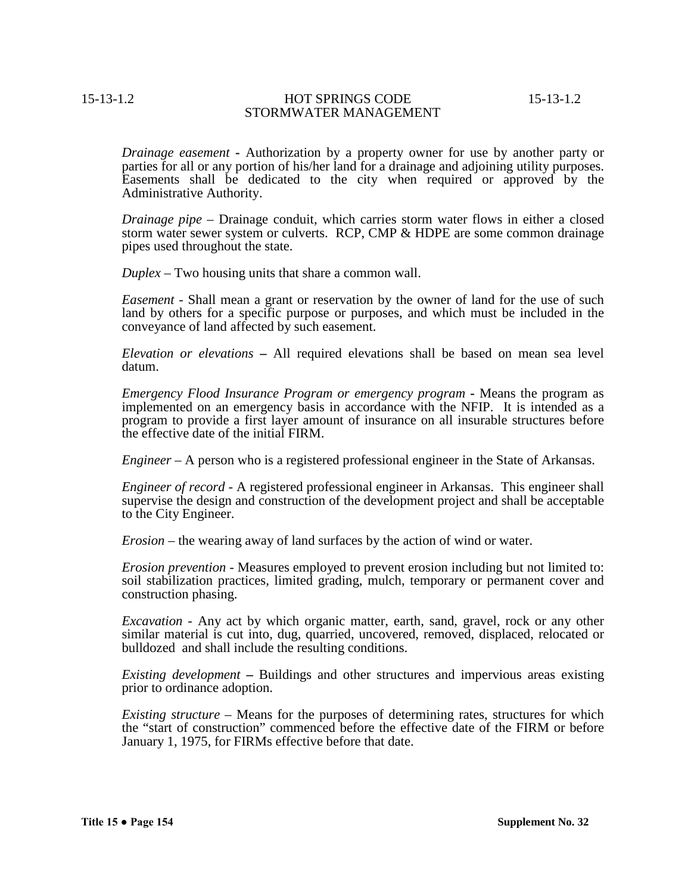*Drainage easement* **-** Authorization by a property owner for use by another party or parties for all or any portion of his/her land for a drainage and adjoining utility purposes. Easements shall be dedicated to the city when required or approved by the Administrative Authority.

*Drainage pipe* – Drainage conduit, which carries storm water flows in either a closed storm water sewer system or culverts. RCP, CMP & HDPE are some common drainage pipes used throughout the state.

*Duplex* – Two housing units that share a common wall.

*Easement* - Shall mean a grant or reservation by the owner of land for the use of such land by others for a specific purpose or purposes, and which must be included in the conveyance of land affected by such easement.

*Elevation or elevations* **–** All required elevations shall be based on mean sea level datum.

*Emergency Flood Insurance Program or emergency program* **-** Means the program as implemented on an emergency basis in accordance with the NFIP. It is intended as a program to provide a first layer amount of insurance on all insurable structures before the effective date of the initial FIRM.

*Engineer* – A person who is a registered professional engineer in the State of Arkansas.

*Engineer of record* - A registered professional engineer in Arkansas. This engineer shall supervise the design and construction of the development project and shall be acceptable to the City Engineer.

*Erosion* – the wearing away of land surfaces by the action of wind or water.

*Erosion prevention* - Measures employed to prevent erosion including but not limited to: soil stabilization practices, limited grading, mulch, temporary or permanent cover and construction phasing.

*Excavation* - Any act by which organic matter, earth, sand, gravel, rock or any other similar material is cut into, dug, quarried, uncovered, removed, displaced, relocated or bulldozed and shall include the resulting conditions.

*Existing development* **–** Buildings and other structures and impervious areas existing prior to ordinance adoption.

*Existing structure* – Means for the purposes of determining rates, structures for which the "start of construction" commenced before the effective date of the FIRM or before January 1, 1975, for FIRMs effective before that date.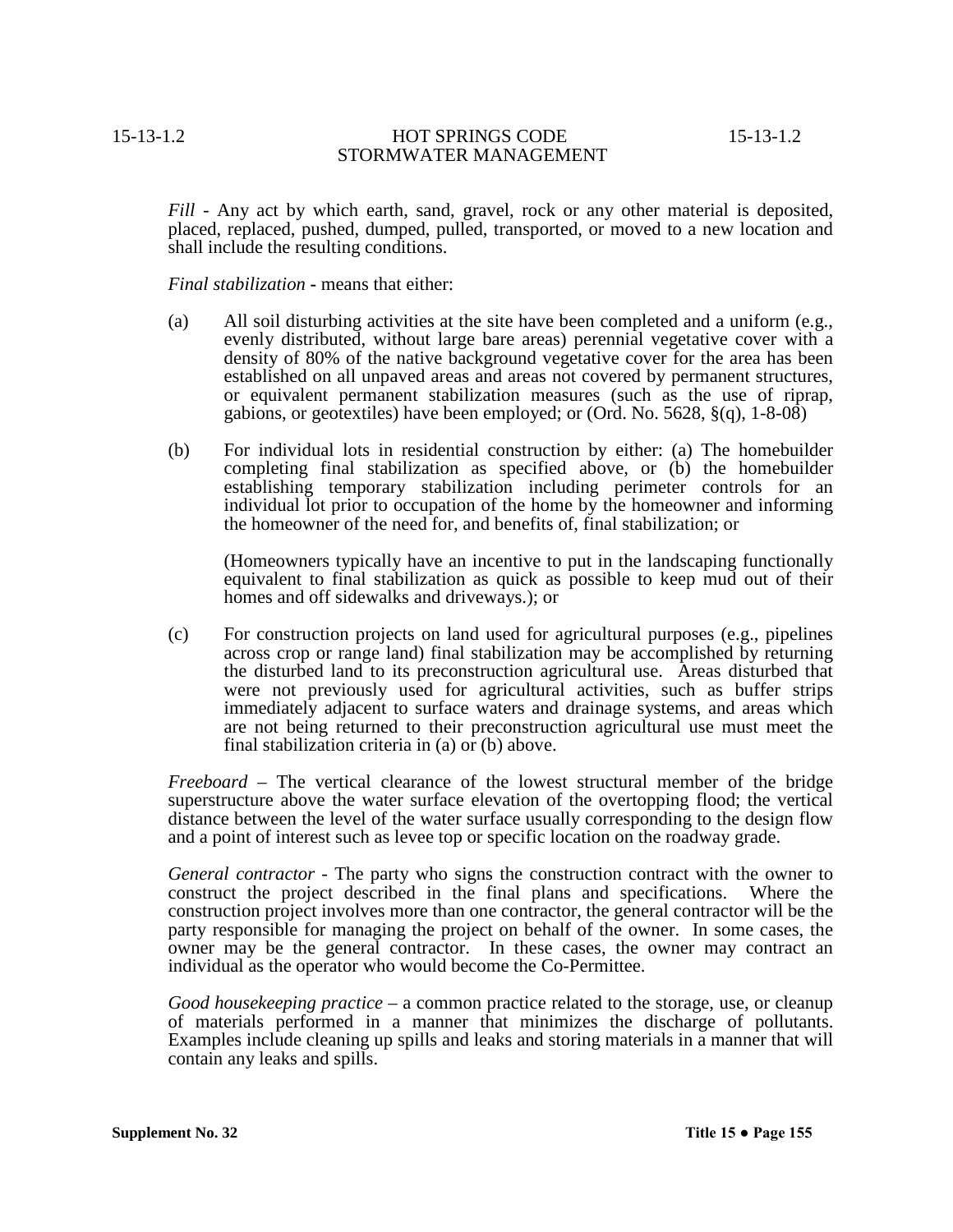*Fill* - Any act by which earth, sand, gravel, rock or any other material is deposited, placed, replaced, pushed, dumped, pulled, transported, or moved to a new location and shall include the resulting conditions.

*Final stabilization* **-** means that either:

(a) All soil disturbing activities at the site have been completed and a uniform (e.g., evenly distributed, without large bare areas) perennial vegetative cover with a density of 80% of the native background vegetative cover for the area has been established on all unpaved areas and areas not covered by permanent structures, or equivalent permanent stabilization measures (such as the use of riprap, gabions, or geotextiles) have been employed; or (Ord. No. 5628, §(q), 1-8-08)

(b) For individual lots in residential construction by either: (a) The homebuilder completing final stabilization as specified above, or (b) the homebuilder establishing temporary stabilization including perimeter controls for an individual lot prior to occupation of the home by the homeowner and informing the homeowner of the need for, and benefits of, final stabilization; or

(Homeowners typically have an incentive to put in the landscaping functionally equivalent to final stabilization as quick as possible to keep mud out of their homes and off sidewalks and driveways.); or

(c) For construction projects on land used for agricultural purposes (e.g., pipelines across crop or range land) final stabilization may be accomplished by returning the disturbed land to its preconstruction agricultural use. Areas disturbed that were not previously used for agricultural activities, such as buffer strips immediately adjacent to surface waters and drainage systems, and areas which are not being returned to their preconstruction agricultural use must meet the final stabilization criteria in (a) or (b) above.

*Freeboard* – The vertical clearance of the lowest structural member of the bridge superstructure above the water surface elevation of the overtopping flood; the vertical distance between the level of the water surface usually corresponding to the design flow and a point of interest such as levee top or specific location on the roadway grade.

*General contractor* - The party who signs the construction contract with the owner to construct the project described in the final plans and specifications. Where the construction project involves more than one contractor, the general contractor will be the party responsible for managing the project on behalf of the owner. In some cases, the owner may be the general contractor. In these cases, the owner may contract an individual as the operator who would become the Co-Permittee.

*Good housekeeping practice* – a common practice related to the storage, use, or cleanup of materials performed in a manner that minimizes the discharge of pollutants. Examples include cleaning up spills and leaks and storing materials in a manner that will contain any leaks and spills.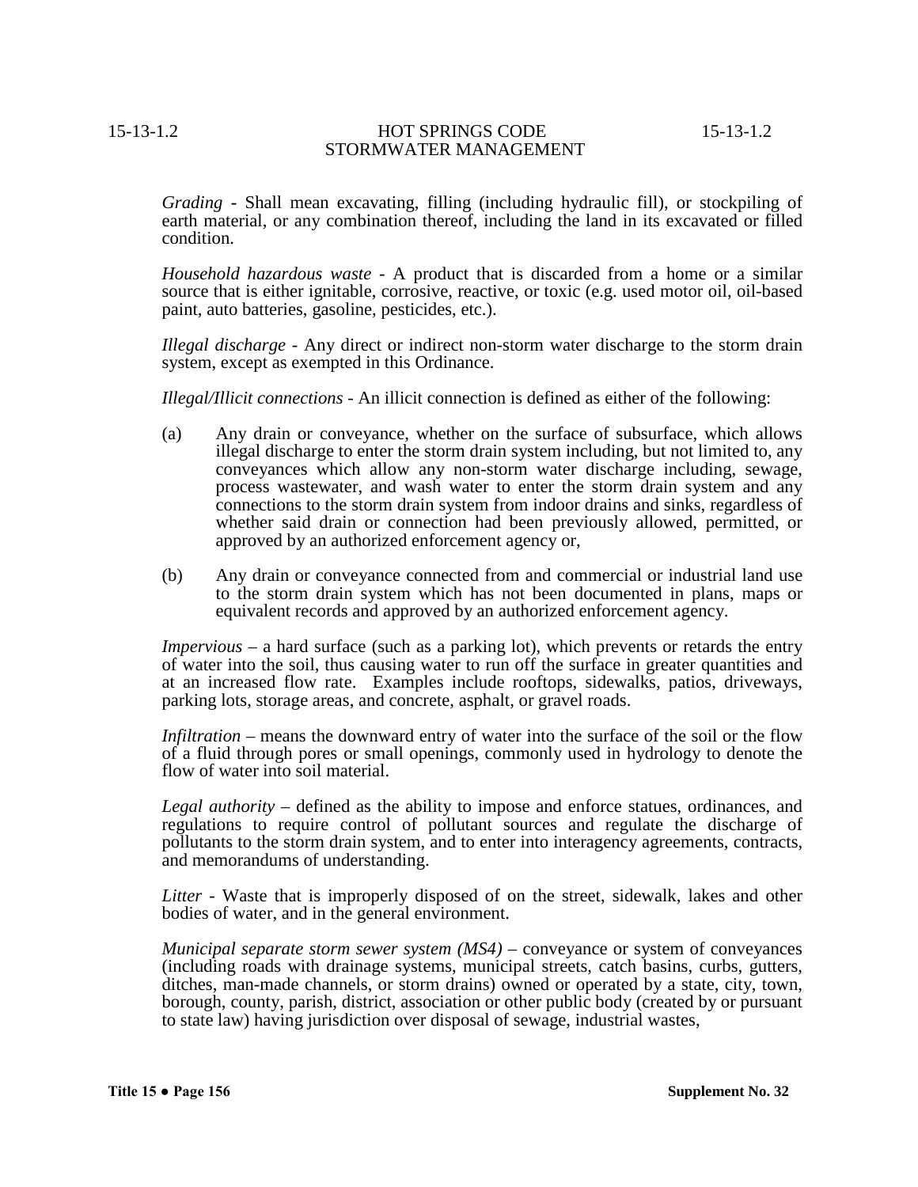*Grading* - Shall mean excavating, filling (including hydraulic fill), or stockpiling of earth material, or any combination thereof, including the land in its excavated or filled condition.

*Household hazardous waste* - A product that is discarded from a home or a similar source that is either ignitable, corrosive, reactive, or toxic (e.g. used motor oil, oil-based paint, auto batteries, gasoline, pesticides, etc.).

*Illegal discharge* - Any direct or indirect non-storm water discharge to the storm drain system, except as exempted in this Ordinance.

*Illegal/Illicit connections* - An illicit connection is defined as either of the following:

(a) Any drain or conveyance, whether on the surface of subsurface, which allows illegal discharge to enter the storm drain system including, but not limited to, any conveyances which allow any non-storm water discharge including, sewage, process wastewater, and wash water to enter the storm drain system and any connections to the storm drain system from indoor drains and sinks, regardless of whether said drain or connection had been previously allowed, permitted, or approved by an authorized enforcement agency or,

(b) Any drain or conveyance connected from and commercial or industrial land use to the storm drain system which has not been documented in plans, maps or equivalent records and approved by an authorized enforcement agency.

*Impervious* – a hard surface (such as a parking lot), which prevents or retards the entry of water into the soil, thus causing water to run off the surface in greater quantities and at an increased flow rate. Examples include rooftops, sidewalks, patios, driveways, parking lots, storage areas, and concrete, asphalt, or gravel roads.

*Infiltration* – means the downward entry of water into the surface of the soil or the flow of a fluid through pores or small openings, commonly used in hydrology to denote the flow of water into soil material.

*Legal authority* – defined as the ability to impose and enforce statues, ordinances, and regulations to require control of pollutant sources and regulate the discharge of pollutants to the storm drain system, and to enter into interagency agreements, contracts, and memorandums of understanding.

*Litter* - Waste that is improperly disposed of on the street, sidewalk, lakes and other bodies of water, and in the general environment.

*Municipal separate storm sewer system (MS4)* – conveyance or system of conveyances (including roads with drainage systems, municipal streets, catch basins, curbs, gutters, ditches, man-made channels, or storm drains) owned or operated by a state, city, town, borough, county, parish, district, association or other public body (created by or pursuant to state law) having jurisdiction over disposal of sewage, industrial wastes,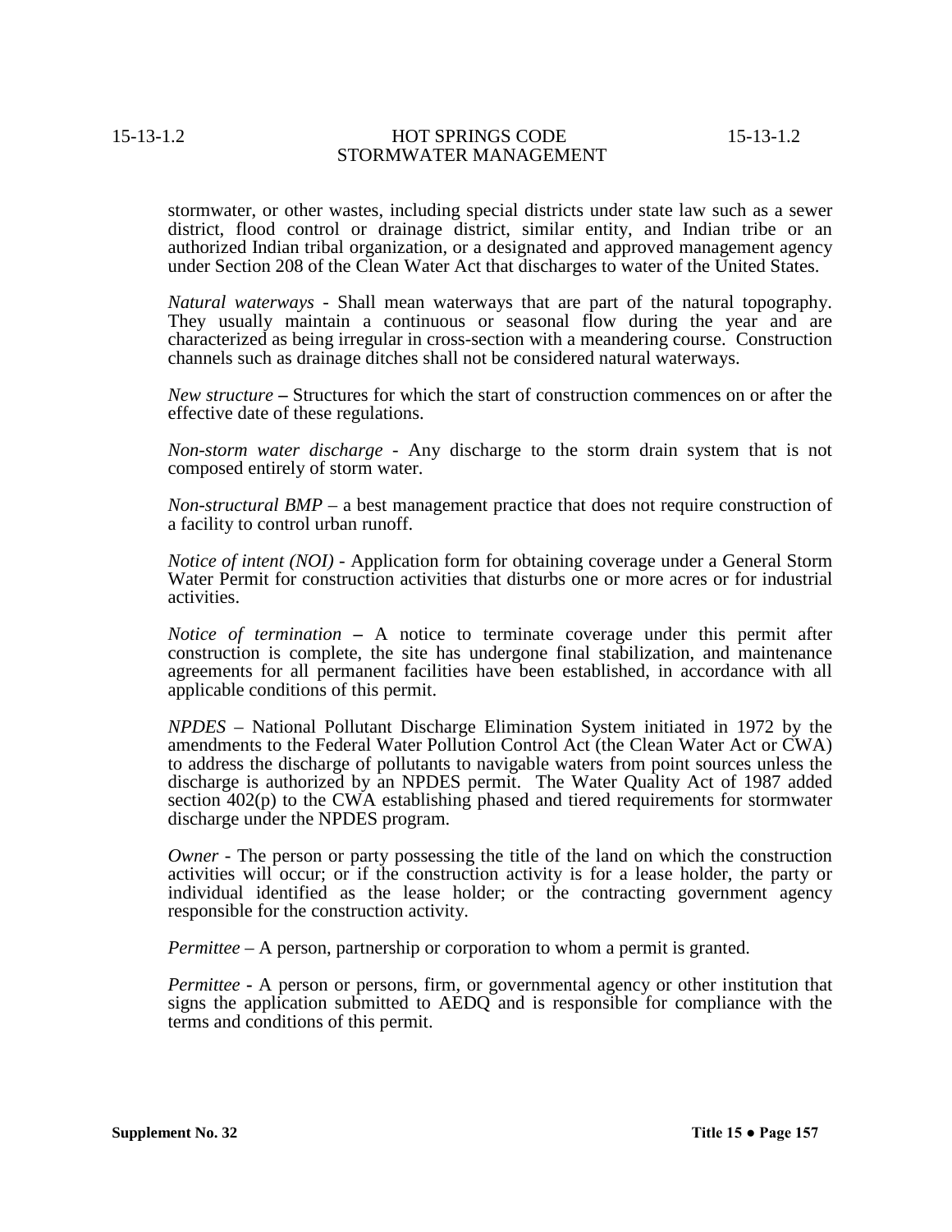stormwater, or other wastes, including special districts under state law such as a sewer district, flood control or drainage district, similar entity, and Indian tribe or an authorized Indian tribal organization, or a designated and approved management agency under Section 208 of the Clean Water Act that discharges to water of the United States.

*Natural waterways* - Shall mean waterways that are part of the natural topography. They usually maintain a continuous or seasonal flow during the year and are characterized as being irregular in cross-section with a meandering course. Construction channels such as drainage ditches shall not be considered natural waterways.

*New structure* **–** Structures for which the start of construction commences on or after the effective date of these regulations.

*Non-storm water discharge* - Any discharge to the storm drain system that is not composed entirely of storm water.

*Non-structural BMP* – a best management practice that does not require construction of a facility to control urban runoff.

*Notice of intent (NOI)* - Application form for obtaining coverage under a General Storm Water Permit for construction activities that disturbs one or more acres or for industrial activities.

*Notice of termination* **–** A notice to terminate coverage under this permit after construction is complete, the site has undergone final stabilization, and maintenance agreements for all permanent facilities have been established, in accordance with all applicable conditions of this permit.

*NPDES* – National Pollutant Discharge Elimination System initiated in 1972 by the amendments to the Federal Water Pollution Control Act (the Clean Water Act or CWA) to address the discharge of pollutants to navigable waters from point sources unless the discharge is authorized by an NPDES permit. The Water Quality Act of 1987 added section 402(p) to the CWA establishing phased and tiered requirements for stormwater discharge under the NPDES program.

*Owner* - The person or party possessing the title of the land on which the construction activities will occur; or if the construction activity is for a lease holder, the party or individual identified as the lease holder; or the contracting government agency responsible for the construction activity.

*Permittee* – A person, partnership or corporation to whom a permit is granted.

*Permittee* - A person or persons, firm, or governmental agency or other institution that signs the application submitted to AEDQ and is responsible for compliance with the terms and conditions of this permit.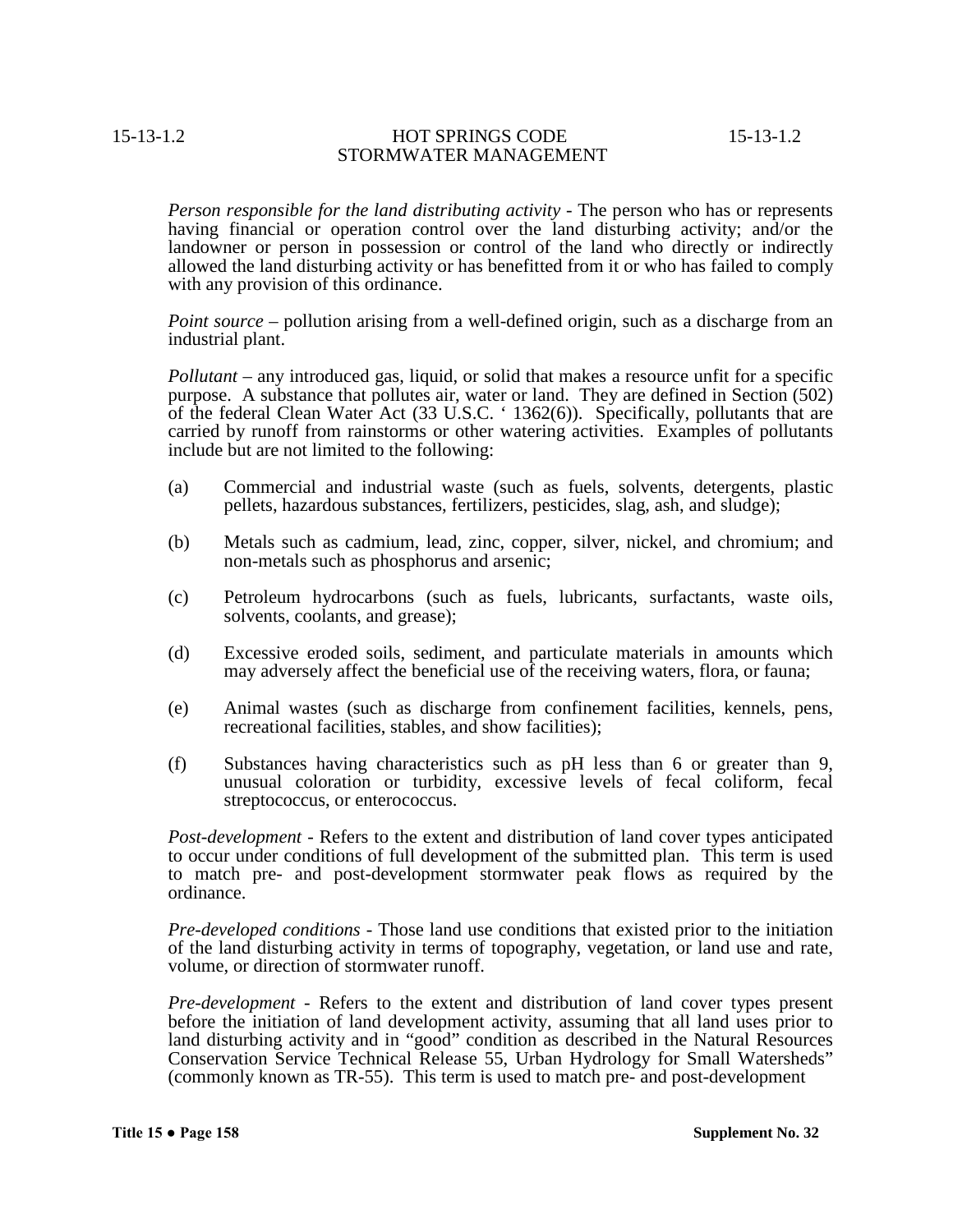*Person responsible for the land distributing activity* - The person who has or represents having financial or operation control over the land disturbing activity; and/or the landowner or person in possession or control of the land who directly or indirectly allowed the land disturbing activity or has benefitted from it or who has failed to comply with any provision of this ordinance.

*Point source* – pollution arising from a well-defined origin, such as a discharge from an industrial plant.

*Pollutant* – any introduced gas, liquid, or solid that makes a resource unfit for a specific purpose. A substance that pollutes air, water or land. They are defined in Section (502) of the federal Clean Water Act (33 U.S.C. ' 1362(6)). Specifically, pollutants that are carried by runoff from rainstorms or other watering activities. Examples of pollutants include but are not limited to the following:

(a) Commercial and industrial waste (such as fuels, solvents, detergents, plastic pellets, hazardous substances, fertilizers, pesticides, slag, ash, and sludge);

(b) Metals such as cadmium, lead, zinc, copper, silver, nickel, and chromium; and non-metals such as phosphorus and arsenic;

(c) Petroleum hydrocarbons (such as fuels, lubricants, surfactants, waste oils, solvents, coolants, and grease);

(d) Excessive eroded soils, sediment, and particulate materials in amounts which may adversely affect the beneficial use of the receiving waters, flora, or fauna;

(e) Animal wastes (such as discharge from confinement facilities, kennels, pens, recreational facilities, stables, and show facilities);

(f) Substances having characteristics such as pH less than 6 or greater than 9, unusual coloration or turbidity, excessive levels of fecal coliform, fecal streptococcus, or enterococcus.

*Post-development* - Refers to the extent and distribution of land cover types anticipated to occur under conditions of full development of the submitted plan. This term is used to match pre- and post-development stormwater peak flows as required by the ordinance.

*Pre-developed conditions* - Those land use conditions that existed prior to the initiation of the land disturbing activity in terms of topography, vegetation, or land use and rate, volume, or direction of stormwater runoff.

*Pre-development* - Refers to the extent and distribution of land cover types present before the initiation of land development activity, assuming that all land uses prior to land disturbing activity and in "good" condition as described in the Natural Resources Conservation Service Technical Release 55, Urban Hydrology for Small Watersheds" (commonly known as TR-55). This term is used to match pre- and post-development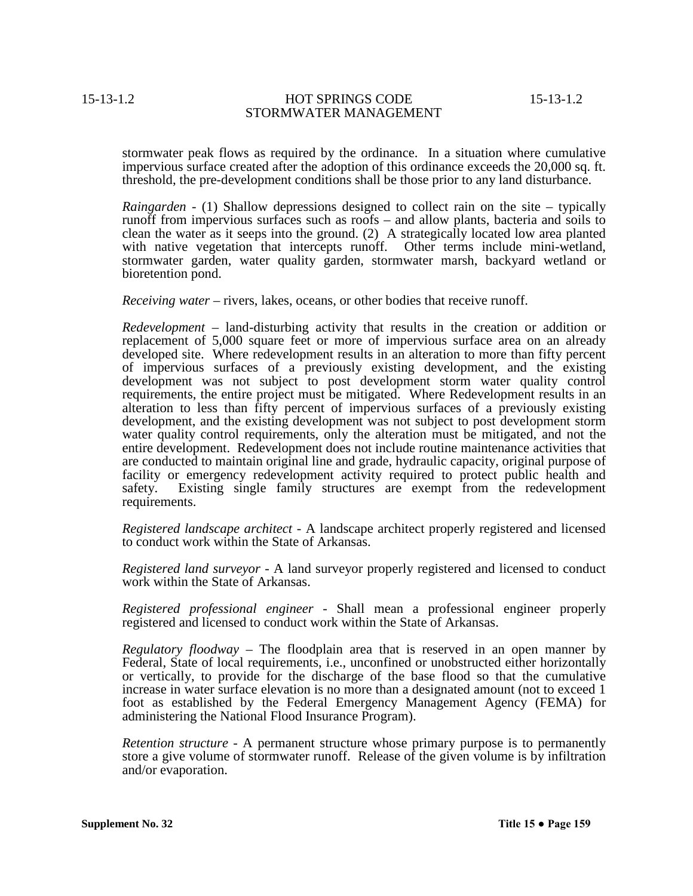stormwater peak flows as required by the ordinance. In a situation where cumulative impervious surface created after the adoption of this ordinance exceeds the 20,000 sq. ft. threshold, the pre-development conditions shall be those prior to any land disturbance.

*Raingarden* - (1) Shallow depressions designed to collect rain on the site – typically runoff from impervious surfaces such as roofs – and allow plants, bacteria and soils to clean the water as it seeps into the ground. (2) A strategically located low area planted with native vegetation that intercepts runoff. Other terms include mini-wetland, stormwater garden, water quality garden, stormwater marsh, backyard wetland or bioretention pond.

*Receiving water* – rivers, lakes, oceans, or other bodies that receive runoff.

*Redevelopment* – land-disturbing activity that results in the creation or addition or replacement of 5,000 square feet or more of impervious surface area on an already developed site. Where redevelopment results in an alteration to more than fifty percent of impervious surfaces of a previously existing development, and the existing development was not subject to post development storm water quality control requirements, the entire project must be mitigated. Where Redevelopment results in an alteration to less than fifty percent of impervious surfaces of a previously existing development, and the existing development was not subject to post development storm water quality control requirements, only the alteration must be mitigated, and not the entire development. Redevelopment does not include routine maintenance activities that are conducted to maintain original line and grade, hydraulic capacity, original purpose of facility or emergency redevelopment activity required to protect public health and safety. Existing single family structures are exempt from the redevelopment requirements.

*Registered landscape architect* - A landscape architect properly registered and licensed to conduct work within the State of Arkansas.

*Registered land surveyor* - A land surveyor properly registered and licensed to conduct work within the State of Arkansas.

*Registered professional engineer* - Shall mean a professional engineer properly registered and licensed to conduct work within the State of Arkansas.

*Regulatory floodway* – The floodplain area that is reserved in an open manner by Federal, State of local requirements, i.e., unconfined or unobstructed either horizontally or vertically, to provide for the discharge of the base flood so that the cumulative increase in water surface elevation is no more than a designated amount (not to exceed 1 foot as established by the Federal Emergency Management Agency (FEMA) for administering the National Flood Insurance Program).

*Retention structure* - A permanent structure whose primary purpose is to permanently store a give volume of stormwater runoff. Release of the given volume is by infiltration and/or evaporation.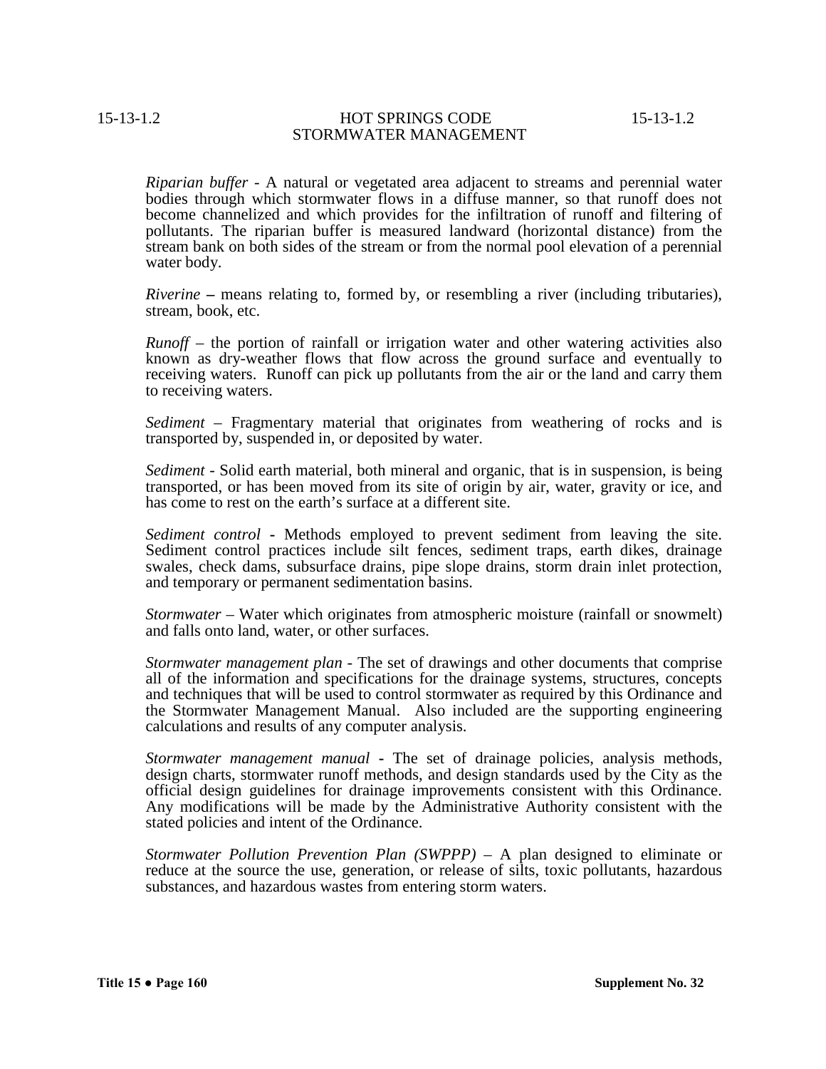*Riparian buffer* - A natural or vegetated area adjacent to streams and perennial water bodies through which stormwater flows in a diffuse manner, so that runoff does not become channelized and which provides for the infiltration of runoff and filtering of pollutants. The riparian buffer is measured landward (horizontal distance) from the stream bank on both sides of the stream or from the normal pool elevation of a perennial water body.

*Riverine* **–** means relating to, formed by, or resembling a river (including tributaries), stream, book, etc.

*Runoff* – the portion of rainfall or irrigation water and other watering activities also known as dry-weather flows that flow across the ground surface and eventually to receiving waters. Runoff can pick up pollutants from the air or the land and carry them to receiving waters.

*Sediment* – Fragmentary material that originates from weathering of rocks and is transported by, suspended in, or deposited by water.

*Sediment* - Solid earth material, both mineral and organic, that is in suspension, is being transported, or has been moved from its site of origin by air, water, gravity or ice, and has come to rest on the earth's surface at a different site.

*Sediment control* - Methods employed to prevent sediment from leaving the site. Sediment control practices include silt fences, sediment traps, earth dikes, drainage swales, check dams, subsurface drains, pipe slope drains, storm drain inlet protection, and temporary or permanent sedimentation basins.

*Stormwater* – Water which originates from atmospheric moisture (rainfall or snowmelt) and falls onto land, water, or other surfaces.

*Stormwater management plan* - The set of drawings and other documents that comprise all of the information and specifications for the drainage systems, structures, concepts and techniques that will be used to control stormwater as required by this Ordinance and the Stormwater Management Manual. Also included are the supporting engineering calculations and results of any computer analysis.

*Stormwater management manual* - The set of drainage policies, analysis methods, design charts, stormwater runoff methods, and design standards used by the City as the official design guidelines for drainage improvements consistent with this Ordinance. Any modifications will be made by the Administrative Authority consistent with the stated policies and intent of the Ordinance.

*Stormwater Pollution Prevention Plan (SWPPP)* – A plan designed to eliminate or reduce at the source the use, generation, or release of silts, toxic pollutants, hazardous substances, and hazardous wastes from entering storm waters.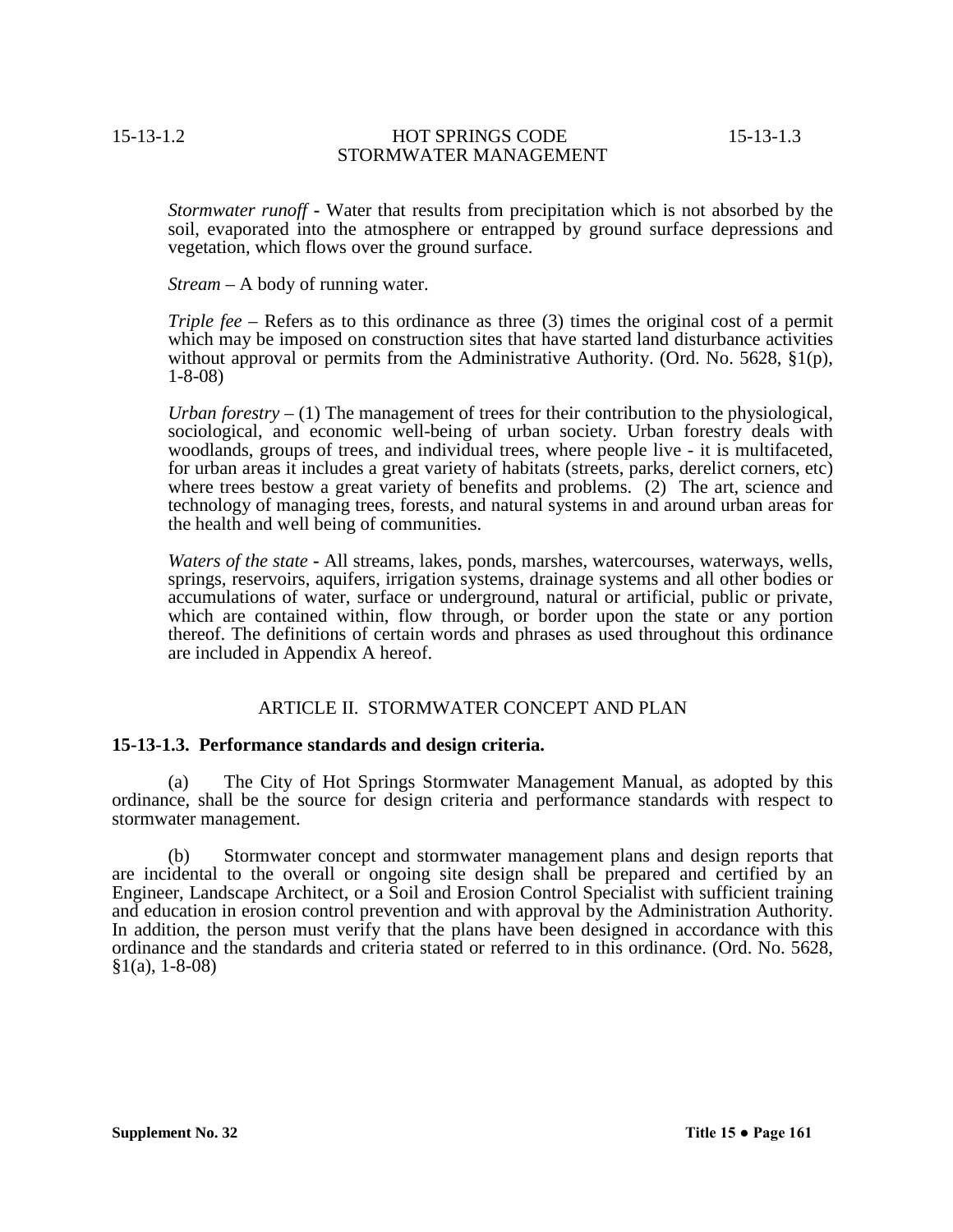*Stormwater runoff* - Water that results from precipitation which is not absorbed by the soil, evaporated into the atmosphere or entrapped by ground surface depressions and vegetation, which flows over the ground surface.

*Stream* – A body of running water.

*Triple fee* – Refers as to this ordinance as three (3) times the original cost of a permit which may be imposed on construction sites that have started land disturbance activities without approval or permits from the Administrative Authority. (Ord. No. 5628, §1(p), 1-8-08)

*Urban forestry* – (1) The management of trees for their contribution to the physiological, sociological, and economic well-being of urban society. Urban forestry deals with woodlands, groups of trees, and individual trees, where people live - it is multifaceted, for urban areas it includes a great variety of habitats (streets, parks, derelict corners, etc) where trees bestow a great variety of benefits and problems. (2) The art, science and technology of managing trees, forests, and natural systems in and around urban areas for the health and well being of communities.

*Waters of the state* - All streams, lakes, ponds, marshes, watercourses, waterways, wells, springs, reservoirs, aquifers, irrigation systems, drainage systems and all other bodies or accumulations of water, surface or underground, natural or artificial, public or private, which are contained within, flow through, or border upon the state or any portion thereof. The definitions of certain words and phrases as used throughout this ordinance are included in Appendix A hereof.

## ARTICLE II. STORMWATER CONCEPT AND PLAN

### 15-13-1.3. Performance standards and design criteria.

(a) The City of Hot Springs Stormwater Management Manual, as adopted by this ordinance, shall be the source for design criteria and performance standards with respect to stormwater management.

(b) Stormwater concept and stormwater management plans and design reports that are incidental to the overall or ongoing site design shall be prepared and certified by an Engineer, Landscape Architect, or a Soil and Erosion Control Specialist with sufficient training and education in erosion control prevention and with approval by the Administration Authority. In addition, the person must verify that the plans have been designed in accordance with this ordinance and the standards and criteria stated or referred to in this ordinance. (Ord. No. 5628, §1(a), 1-8-08)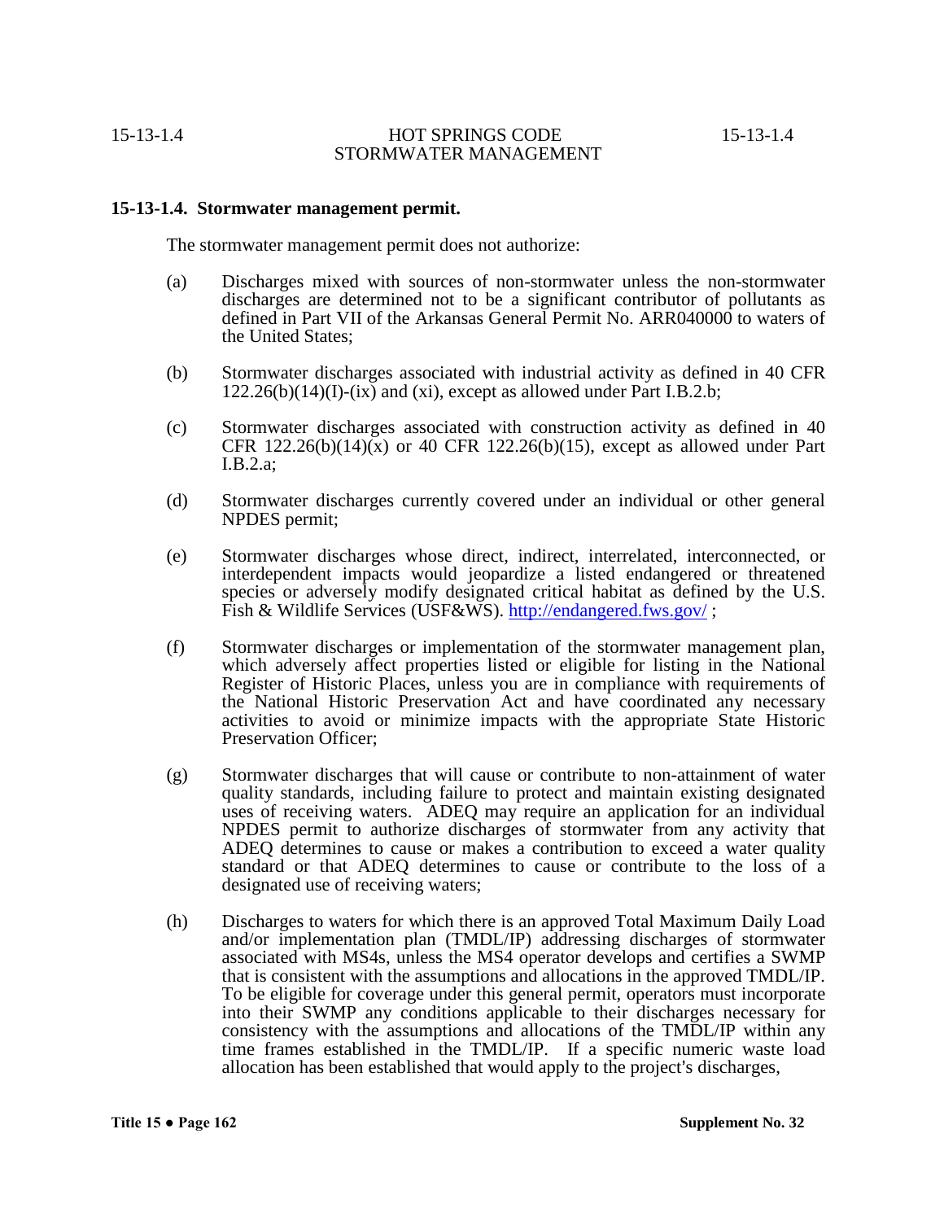**15-13-1.4. Stormwater management permit.**

The stormwater management permit does not authorize:

(a) Discharges mixed with sources of non-stormwater unless the non-stormwater discharges are determined not to be a significant contributor of pollutants as defined in Part VII of the Arkansas General Permit No. ARR040000 to waters of the United States;

(b) Stormwater discharges associated with industrial activity as defined in 40 CFR 122.26(b)(14)(I)-(ix) and (xi), except as allowed under Part I.B.2.b;

(c) Stormwater discharges associated with construction activity as defined in 40 CFR 122.26(b)(14)(x) or 40 CFR 122.26(b)(15), except as allowed under Part I.B.2.a;

(d) Stormwater discharges currently covered under an individual or other general NPDES permit;

(e) Stormwater discharges whose direct, indirect, interrelated, interconnected, or interdependent impacts would jeopardize a listed endangered or threatened species or adversely modify designated critical habitat as defined by the U.S. Fish & Wildlife Services (USF&WS). http://endangered.fws.gov/ ;

(f) Stormwater discharges or implementation of the stormwater management plan, which adversely affect properties listed or eligible for listing in the National Register of Historic Places, unless you are in compliance with requirements of the National Historic Preservation Act and have coordinated any necessary activities to avoid or minimize impacts with the appropriate State Historic Preservation Officer;

(g) Stormwater discharges that will cause or contribute to non-attainment of water quality standards, including failure to protect and maintain existing designated uses of receiving waters. ADEQ may require an application for an individual NPDES permit to authorize discharges of stormwater from any activity that ADEQ determines to cause or makes a contribution to exceed a water quality standard or that ADEQ determines to cause or contribute to the loss of a designated use of receiving waters;

(h) Discharges to waters for which there is an approved Total Maximum Daily Load and/or implementation plan (TMDL/IP) addressing discharges of stormwater associated with MS4s, unless the MS4 operator develops and certifies a SWMP that is consistent with the assumptions and allocations in the approved TMDL/IP. To be eligible for coverage under this general permit, operators must incorporate into their SWMP any conditions applicable to their discharges necessary for consistency with the assumptions and allocations of the TMDL/IP within any time frames established in the TMDL/IP. If a specific numeric waste load allocation has been established that would apply to the project's discharges,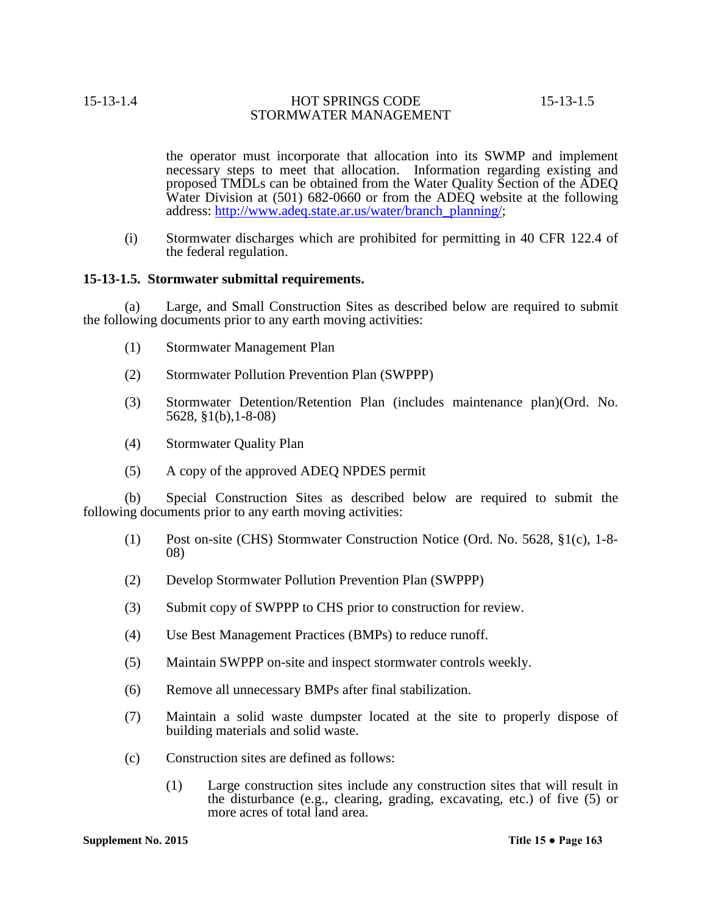the operator must incorporate that allocation into its SWMP and implement necessary steps to meet that allocation. Information regarding existing and proposed TMDLs can be obtained from the Water Quality Section of the ADEQ Water Division at (501) 682-0660 or from the ADEQ website at the following address: http://www.adeq.state.ar.us/water/branch_planning/;

(i) Stormwater discharges which are prohibited for permitting in 40 CFR 122.4 of the federal regulation.

**15-13-1.5. Stormwater submittal requirements.**

(a) Large, and Small Construction Sites as described below are required to submit the following documents prior to any earth moving activities:

(1) Stormwater Management Plan

(2) Stormwater Pollution Prevention Plan (SWPPP)

(3) Stormwater Detention/Retention Plan (includes maintenance plan)(Ord. No. 5628, §1(b),1-8-08)

(4) Stormwater Quality Plan

(5) A copy of the approved ADEQ NPDES permit

(b) Special Construction Sites as described below are required to submit the following documents prior to any earth moving activities:

(1) Post on-site (CHS) Stormwater Construction Notice (Ord. No. 5628, §1(c), 1-8-08)

(2) Develop Stormwater Pollution Prevention Plan (SWPPP)

(3) Submit copy of SWPPP to CHS prior to construction for review.

(4) Use Best Management Practices (BMPs) to reduce runoff.

(5) Maintain SWPPP on-site and inspect stormwater controls weekly.

(6) Remove all unnecessary BMPs after final stabilization.

(7) Maintain a solid waste dumpster located at the site to properly dispose of building materials and solid waste.

(c) Construction sites are defined as follows:

(1) Large construction sites include any construction sites that will result in the disturbance (e.g., clearing, grading, excavating, etc.) of five (5) or more acres of total land area.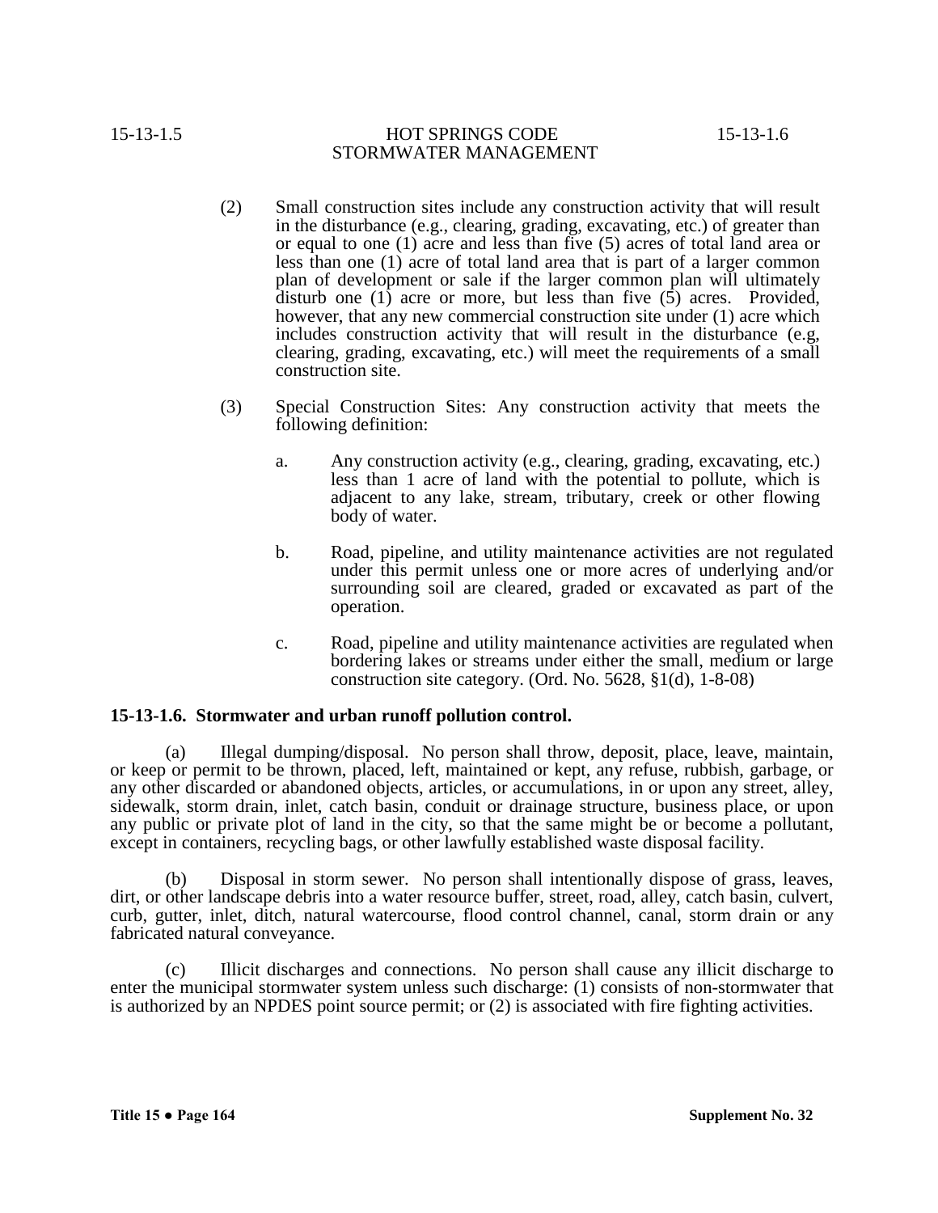(2) Small construction sites include any construction activity that will result in the disturbance (e.g., clearing, grading, excavating, etc.) of greater than or equal to one (1) acre and less than five (5) acres of total land area or less than one (1) acre of total land area that is part of a larger common plan of development or sale if the larger common plan will ultimately disturb one (1) acre or more, but less than five (5) acres. Provided, however, that any new commercial construction site under (1) acre which includes construction activity that will result in the disturbance (e.g, clearing, grading, excavating, etc.) will meet the requirements of a small construction site.

(3) Special Construction Sites: Any construction activity that meets the following definition:

a. Any construction activity (e.g., clearing, grading, excavating, etc.) less than 1 acre of land with the potential to pollute, which is adjacent to any lake, stream, tributary, creek or other flowing body of water.

b. Road, pipeline, and utility maintenance activities are not regulated under this permit unless one or more acres of underlying and/or surrounding soil are cleared, graded or excavated as part of the operation.

c. Road, pipeline and utility maintenance activities are regulated when bordering lakes or streams under either the small, medium or large construction site category. (Ord. No. 5628, §1(d), 1-8-08)

**15-13-1.6. Stormwater and urban runoff pollution control.**

(a) Illegal dumping/disposal. No person shall throw, deposit, place, leave, maintain, or keep or permit to be thrown, placed, left, maintained or kept, any refuse, rubbish, garbage, or any other discarded or abandoned objects, articles, or accumulations, in or upon any street, alley, sidewalk, storm drain, inlet, catch basin, conduit or drainage structure, business place, or upon any public or private plot of land in the city, so that the same might be or become a pollutant, except in containers, recycling bags, or other lawfully established waste disposal facility.

(b) Disposal in storm sewer. No person shall intentionally dispose of grass, leaves, dirt, or other landscape debris into a water resource buffer, street, road, alley, catch basin, culvert, curb, gutter, inlet, ditch, natural watercourse, flood control channel, canal, storm drain or any fabricated natural conveyance.

(c) Illicit discharges and connections. No person shall cause any illicit discharge to enter the municipal stormwater system unless such discharge: (1) consists of non-stormwater that is authorized by an NPDES point source permit; or (2) is associated with fire fighting activities.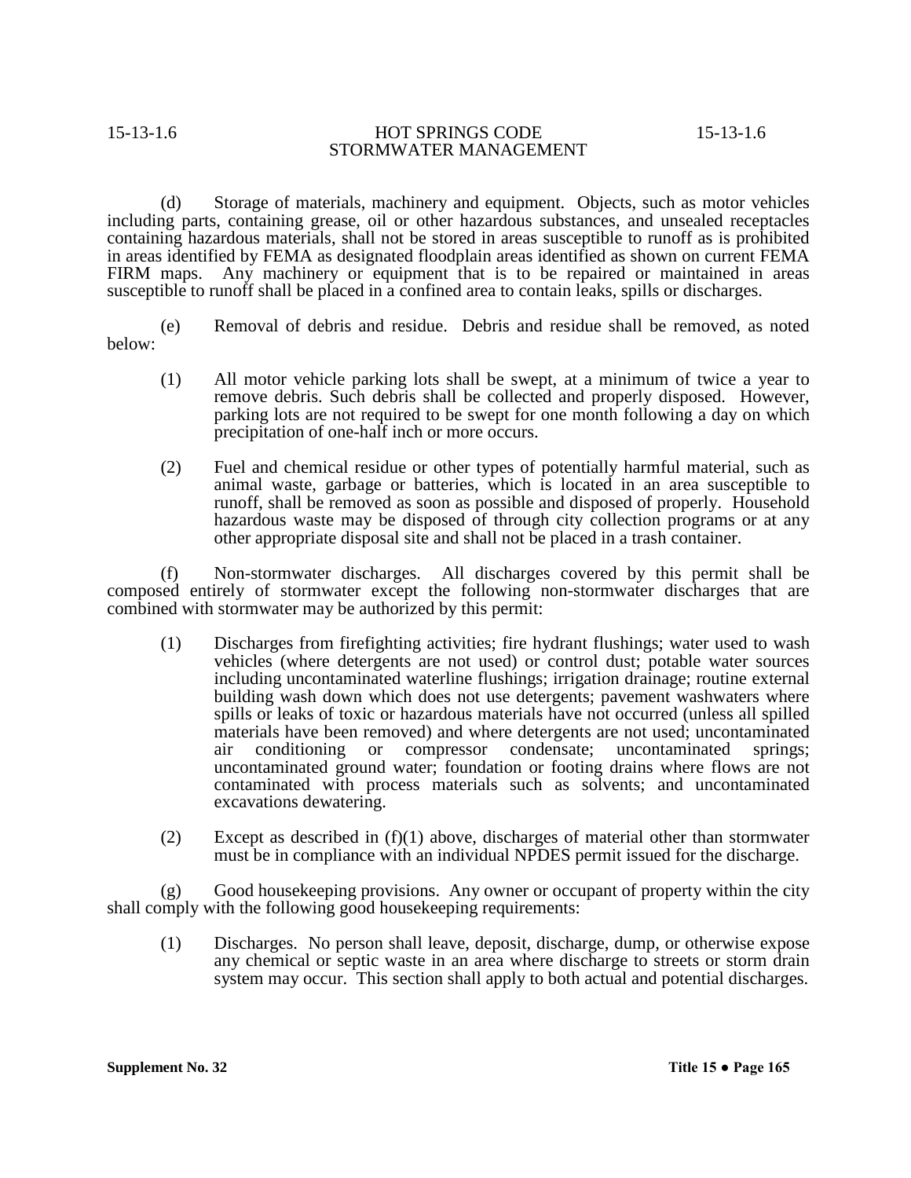(d) Storage of materials, machinery and equipment. Objects, such as motor vehicles including parts, containing grease, oil or other hazardous substances, and unsealed receptacles containing hazardous materials, shall not be stored in areas susceptible to runoff as is prohibited in areas identified by FEMA as designated floodplain areas identified as shown on current FEMA FIRM maps. Any machinery or equipment that is to be repaired or maintained in areas susceptible to runoff shall be placed in a confined area to contain leaks, spills or discharges.

(e) Removal of debris and residue. Debris and residue shall be removed, as noted below:

(1) All motor vehicle parking lots shall be swept, at a minimum of twice a year to remove debris. Such debris shall be collected and properly disposed. However, parking lots are not required to be swept for one month following a day on which precipitation of one-half inch or more occurs.

(2) Fuel and chemical residue or other types of potentially harmful material, such as animal waste, garbage or batteries, which is located in an area susceptible to runoff, shall be removed as soon as possible and disposed of properly. Household hazardous waste may be disposed of through city collection programs or at any other appropriate disposal site and shall not be placed in a trash container.

(f) Non-stormwater discharges. All discharges covered by this permit shall be composed entirely of stormwater except the following non-stormwater discharges that are combined with stormwater may be authorized by this permit:

(1) Discharges from firefighting activities; fire hydrant flushings; water used to wash vehicles (where detergents are not used) or control dust; potable water sources including uncontaminated waterline flushings; irrigation drainage; routine external building wash down which does not use detergents; pavement washwaters where spills or leaks of toxic or hazardous materials have not occurred (unless all spilled materials have been removed) and where detergents are not used; uncontaminated air conditioning or compressor condensate; uncontaminated springs; uncontaminated ground water; foundation or footing drains where flows are not contaminated with process materials such as solvents; and uncontaminated excavations dewatering.

(2) Except as described in (f)(1) above, discharges of material other than stormwater must be in compliance with an individual NPDES permit issued for the discharge.

(g) Good housekeeping provisions. Any owner or occupant of property within the city shall comply with the following good housekeeping requirements:

(1) Discharges. No person shall leave, deposit, discharge, dump, or otherwise expose any chemical or septic waste in an area where discharge to streets or storm drain system may occur. This section shall apply to both actual and potential discharges.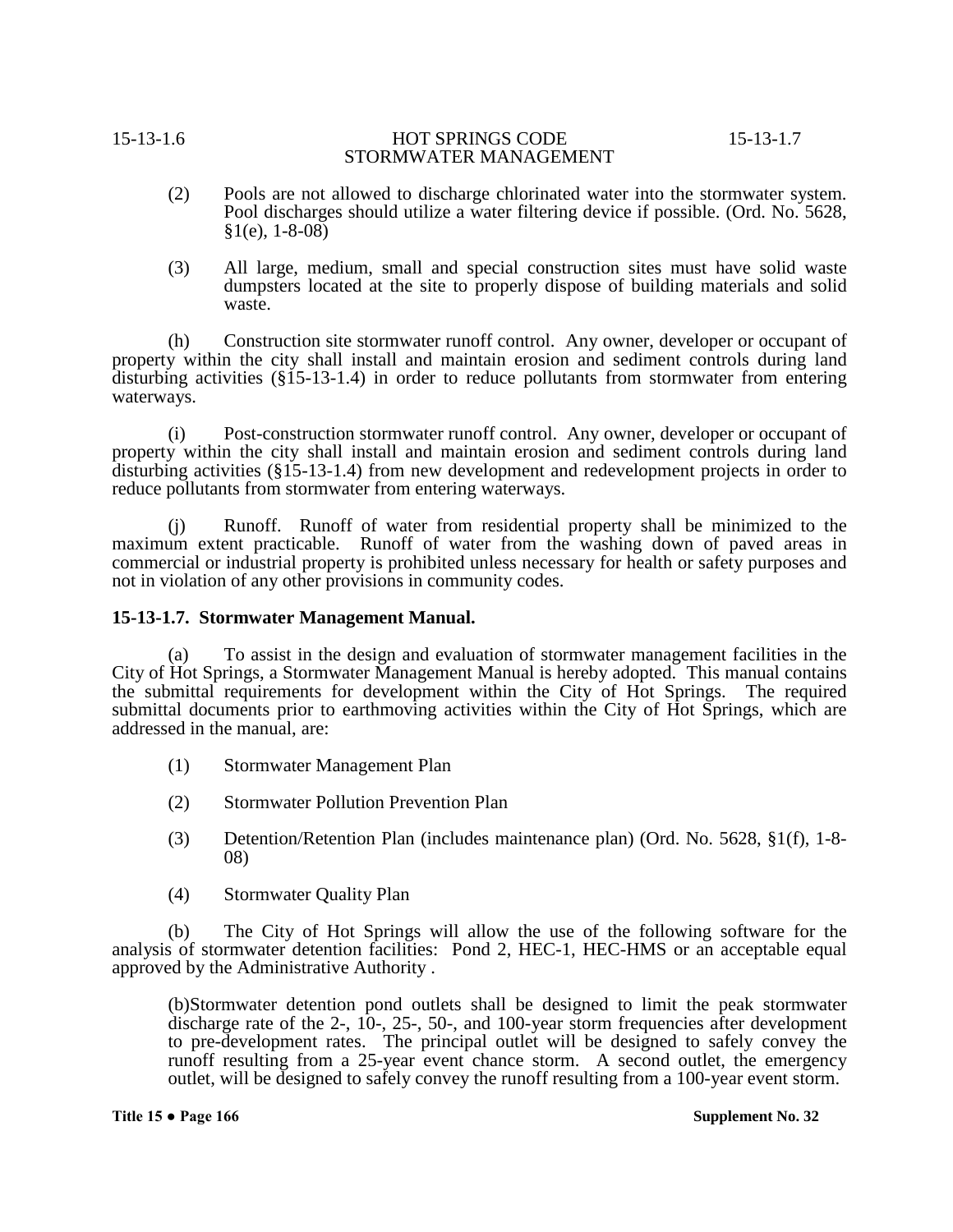(2) Pools are not allowed to discharge chlorinated water into the stormwater system. Pool discharges should utilize a water filtering device if possible. (Ord. No. 5628, §1(e), 1-8-08)

(3) All large, medium, small and special construction sites must have solid waste dumpsters located at the site to properly dispose of building materials and solid waste.

(h) Construction site stormwater runoff control. Any owner, developer or occupant of property within the city shall install and maintain erosion and sediment controls during land disturbing activities (§15-13-1.4) in order to reduce pollutants from stormwater from entering waterways.

(i) Post-construction stormwater runoff control. Any owner, developer or occupant of property within the city shall install and maintain erosion and sediment controls during land disturbing activities (§15-13-1.4) from new development and redevelopment projects in order to reduce pollutants from stormwater from entering waterways.

(j) Runoff. Runoff of water from residential property shall be minimized to the maximum extent practicable. Runoff of water from the washing down of paved areas in commercial or industrial property is prohibited unless necessary for health or safety purposes and not in violation of any other provisions in community codes.

**15-13-1.7. Stormwater Management Manual.**

(a) To assist in the design and evaluation of stormwater management facilities in the City of Hot Springs, a Stormwater Management Manual is hereby adopted. This manual contains the submittal requirements for development within the City of Hot Springs. The required submittal documents prior to earthmoving activities within the City of Hot Springs, which are addressed in the manual, are:

(1) Stormwater Management Plan

(2) Stormwater Pollution Prevention Plan

(3) Detention/Retention Plan (includes maintenance plan) (Ord. No. 5628, §1(f), 1-8-08)

(4) Stormwater Quality Plan

(b) The City of Hot Springs will allow the use of the following software for the analysis of stormwater detention facilities: Pond 2, HEC-1, HEC-HMS or an acceptable equal approved by the Administrative Authority .

(b)Stormwater detention pond outlets shall be designed to limit the peak stormwater discharge rate of the 2-, 10-, 25-, 50-, and 100-year storm frequencies after development to pre-development rates. The principal outlet will be designed to safely convey the runoff resulting from a 25-year event chance storm. A second outlet, the emergency outlet, will be designed to safely convey the runoff resulting from a 100-year event storm.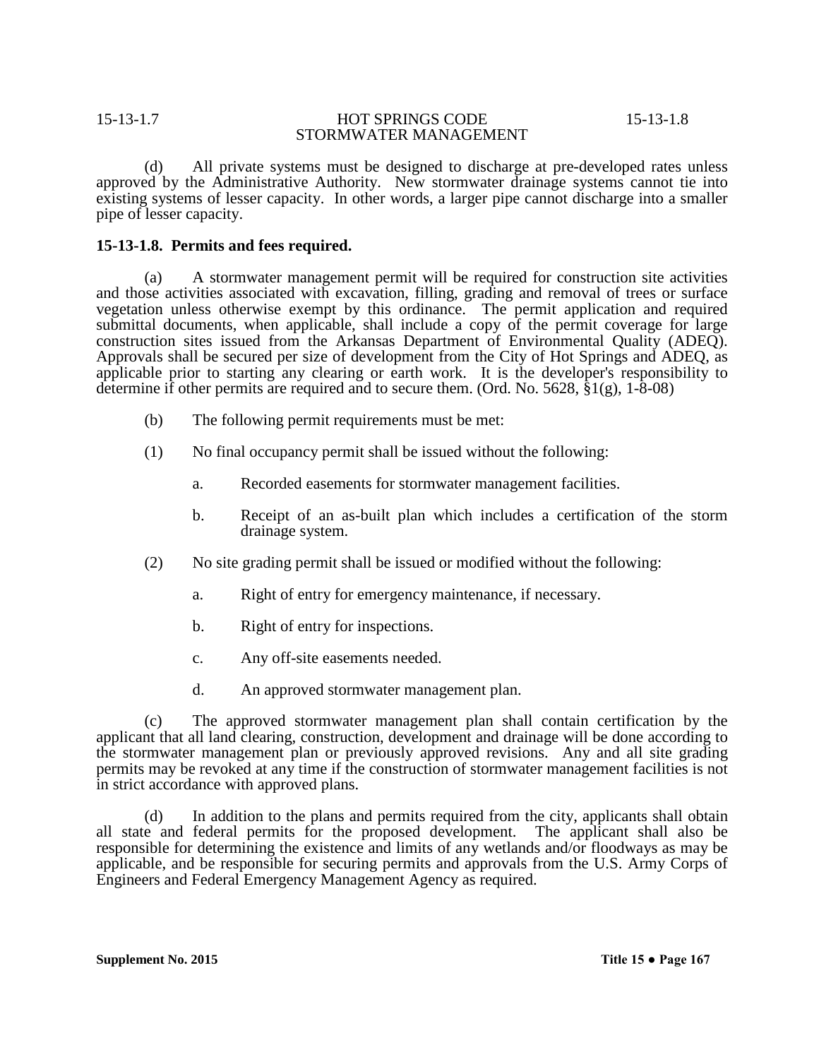(d) All private systems must be designed to discharge at pre-developed rates unless approved by the Administrative Authority. New stormwater drainage systems cannot tie into existing systems of lesser capacity. In other words, a larger pipe cannot discharge into a smaller pipe of lesser capacity.

**15-13-1.8. Permits and fees required.**

(a) A stormwater management permit will be required for construction site activities and those activities associated with excavation, filling, grading and removal of trees or surface vegetation unless otherwise exempt by this ordinance. The permit application and required submittal documents, when applicable, shall include a copy of the permit coverage for large construction sites issued from the Arkansas Department of Environmental Quality (ADEQ). Approvals shall be secured per size of development from the City of Hot Springs and ADEQ, as applicable prior to starting any clearing or earth work. It is the developer's responsibility to determine if other permits are required and to secure them. (Ord. No. 5628, §1(g), 1-8-08)

(b) The following permit requirements must be met:

(1) No final occupancy permit shall be issued without the following:

a. Recorded easements for stormwater management facilities.

b. Receipt of an as-built plan which includes a certification of the storm drainage system.

(2) No site grading permit shall be issued or modified without the following:

a. Right of entry for emergency maintenance, if necessary.

b. Right of entry for inspections.

c. Any off-site easements needed.

d. An approved stormwater management plan.

(c) The approved stormwater management plan shall contain certification by the applicant that all land clearing, construction, development and drainage will be done according to the stormwater management plan or previously approved revisions. Any and all site grading permits may be revoked at any time if the construction of stormwater management facilities is not in strict accordance with approved plans.

(d) In addition to the plans and permits required from the city, applicants shall obtain all state and federal permits for the proposed development. The applicant shall also be responsible for determining the existence and limits of any wetlands and/or floodways as may be applicable, and be responsible for securing permits and approvals from the U.S. Army Corps of Engineers and Federal Emergency Management Agency as required.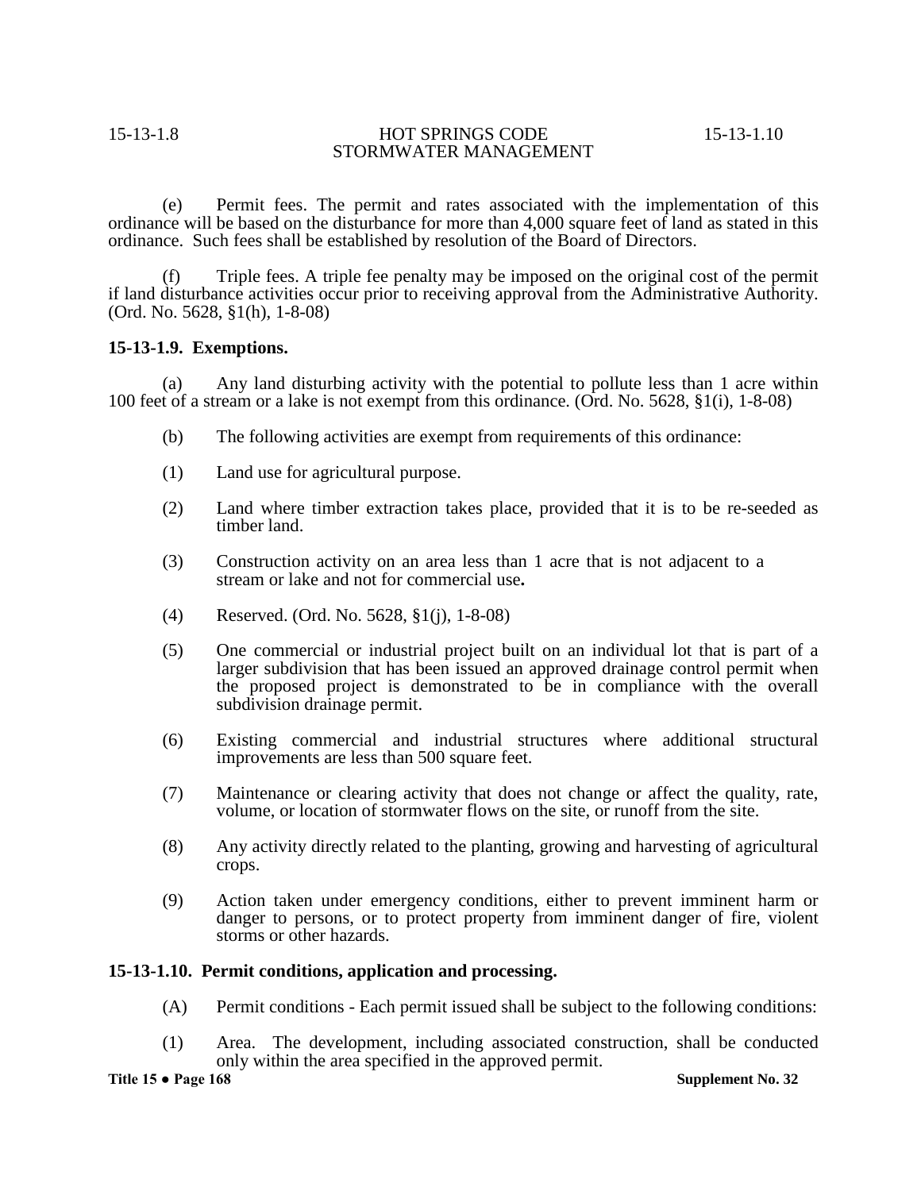(e) Permit fees. The permit and rates associated with the implementation of this ordinance will be based on the disturbance for more than 4,000 square feet of land as stated in this ordinance. Such fees shall be established by resolution of the Board of Directors.

(f) Triple fees. A triple fee penalty may be imposed on the original cost of the permit if land disturbance activities occur prior to receiving approval from the Administrative Authority. (Ord. No. 5628, §1(h), 1-8-08)

**15-13-1.9. Exemptions.**

(a) Any land disturbing activity with the potential to pollute less than 1 acre within 100 feet of a stream or a lake is not exempt from this ordinance. (Ord. No. 5628, §1(i), 1-8-08)

(b) The following activities are exempt from requirements of this ordinance:

(1) Land use for agricultural purpose.

(2) Land where timber extraction takes place, provided that it is to be re-seeded as timber land.

(3) Construction activity on an area less than 1 acre that is not adjacent to a stream or lake and not for commercial use**.**

(4) Reserved. (Ord. No. 5628, §1(j), 1-8-08)

(5) One commercial or industrial project built on an individual lot that is part of a larger subdivision that has been issued an approved drainage control permit when the proposed project is demonstrated to be in compliance with the overall subdivision drainage permit.

(6) Existing commercial and industrial structures where additional structural improvements are less than 500 square feet.

(7) Maintenance or clearing activity that does not change or affect the quality, rate, volume, or location of stormwater flows on the site, or runoff from the site.

(8) Any activity directly related to the planting, growing and harvesting of agricultural crops.

(9) Action taken under emergency conditions, either to prevent imminent harm or danger to persons, or to protect property from imminent danger of fire, violent storms or other hazards.

**15-13-1.10. Permit conditions, application and processing.**

(A) Permit conditions - Each permit issued shall be subject to the following conditions:

(1) Area. The development, including associated construction, shall be conducted only within the area specified in the approved permit.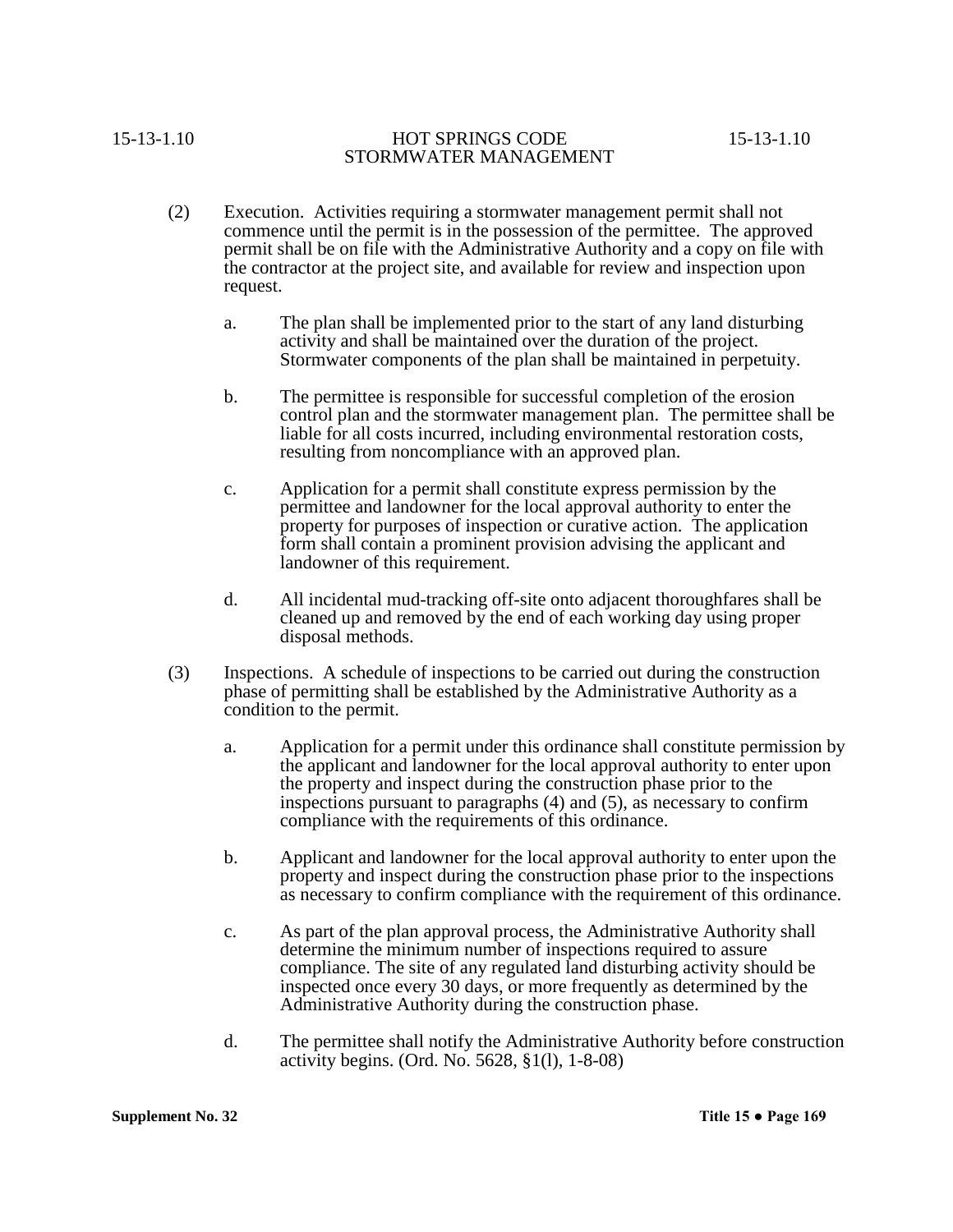(2) Execution. Activities requiring a stormwater management permit shall not commence until the permit is in the possession of the permittee. The approved permit shall be on file with the Administrative Authority and a copy on file with the contractor at the project site, and available for review and inspection upon request.

  a. The plan shall be implemented prior to the start of any land disturbing activity and shall be maintained over the duration of the project. Stormwater components of the plan shall be maintained in perpetuity.

  b. The permittee is responsible for successful completion of the erosion control plan and the stormwater management plan. The permittee shall be liable for all costs incurred, including environmental restoration costs, resulting from noncompliance with an approved plan.

  c. Application for a permit shall constitute express permission by the permittee and landowner for the local approval authority to enter the property for purposes of inspection or curative action. The application form shall contain a prominent provision advising the applicant and landowner of this requirement.

  d. All incidental mud-tracking off-site onto adjacent thoroughfares shall be cleaned up and removed by the end of each working day using proper disposal methods.

(3) Inspections. A schedule of inspections to be carried out during the construction phase of permitting shall be established by the Administrative Authority as a condition to the permit.

  a. Application for a permit under this ordinance shall constitute permission by the applicant and landowner for the local approval authority to enter upon the property and inspect during the construction phase prior to the inspections pursuant to paragraphs (4) and (5), as necessary to confirm compliance with the requirements of this ordinance.

  b. Applicant and landowner for the local approval authority to enter upon the property and inspect during the construction phase prior to the inspections as necessary to confirm compliance with the requirement of this ordinance.

  c. As part of the plan approval process, the Administrative Authority shall determine the minimum number of inspections required to assure compliance. The site of any regulated land disturbing activity should be inspected once every 30 days, or more frequently as determined by the Administrative Authority during the construction phase.

  d. The permittee shall notify the Administrative Authority before construction activity begins. (Ord. No. 5628, §1(l), 1-8-08)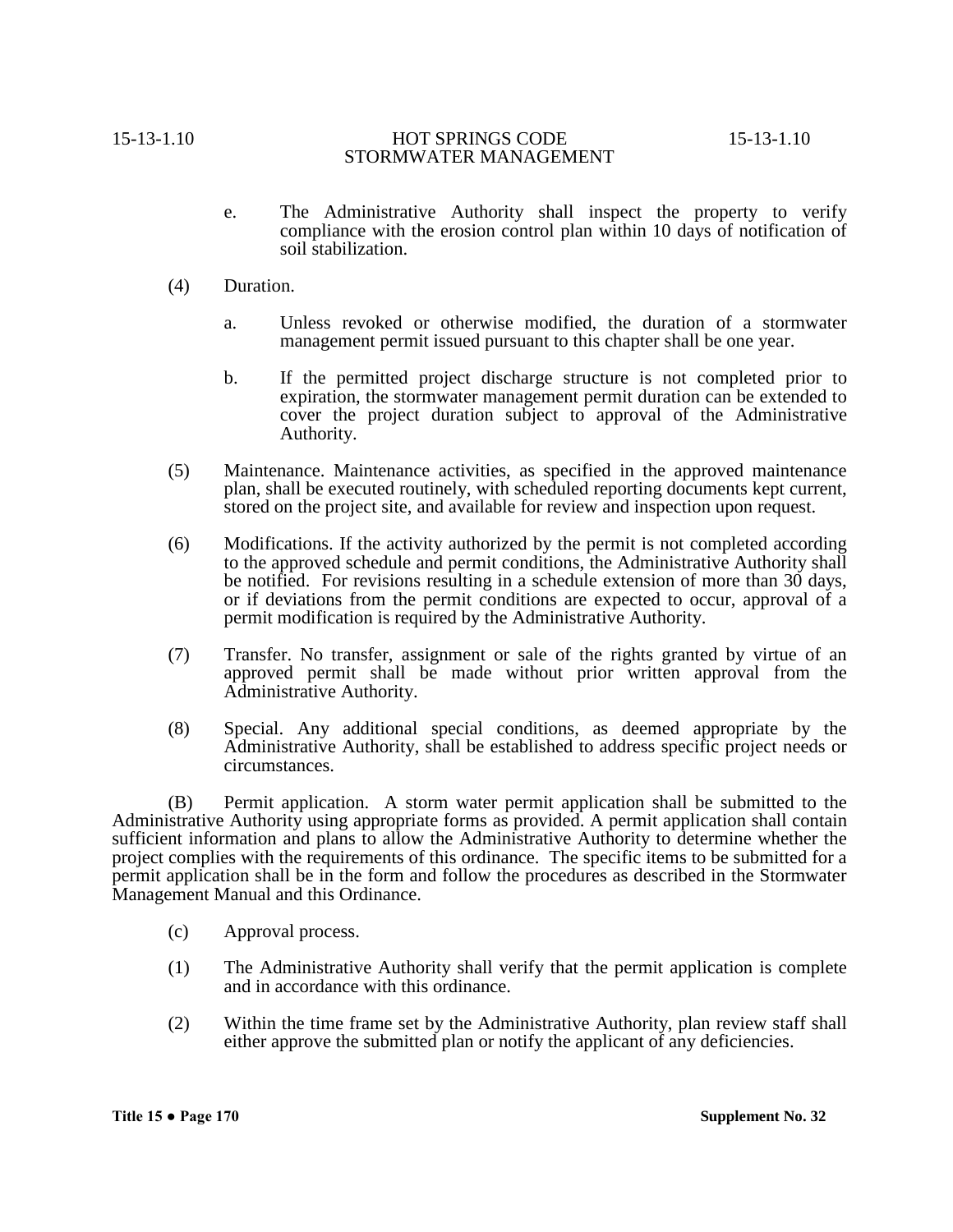e. The Administrative Authority shall inspect the property to verify compliance with the erosion control plan within 10 days of notification of soil stabilization.

(4) Duration.

a. Unless revoked or otherwise modified, the duration of a stormwater management permit issued pursuant to this chapter shall be one year.

b. If the permitted project discharge structure is not completed prior to expiration, the stormwater management permit duration can be extended to cover the project duration subject to approval of the Administrative Authority.

(5) Maintenance. Maintenance activities, as specified in the approved maintenance plan, shall be executed routinely, with scheduled reporting documents kept current, stored on the project site, and available for review and inspection upon request.

(6) Modifications. If the activity authorized by the permit is not completed according to the approved schedule and permit conditions, the Administrative Authority shall be notified. For revisions resulting in a schedule extension of more than 30 days, or if deviations from the permit conditions are expected to occur, approval of a permit modification is required by the Administrative Authority.

(7) Transfer. No transfer, assignment or sale of the rights granted by virtue of an approved permit shall be made without prior written approval from the Administrative Authority.

(8) Special. Any additional special conditions, as deemed appropriate by the Administrative Authority, shall be established to address specific project needs or circumstances.

(B) Permit application. A storm water permit application shall be submitted to the Administrative Authority using appropriate forms as provided. A permit application shall contain sufficient information and plans to allow the Administrative Authority to determine whether the project complies with the requirements of this ordinance. The specific items to be submitted for a permit application shall be in the form and follow the procedures as described in the Stormwater Management Manual and this Ordinance.

(c) Approval process.

(1) The Administrative Authority shall verify that the permit application is complete and in accordance with this ordinance.

(2) Within the time frame set by the Administrative Authority, plan review staff shall either approve the submitted plan or notify the applicant of any deficiencies.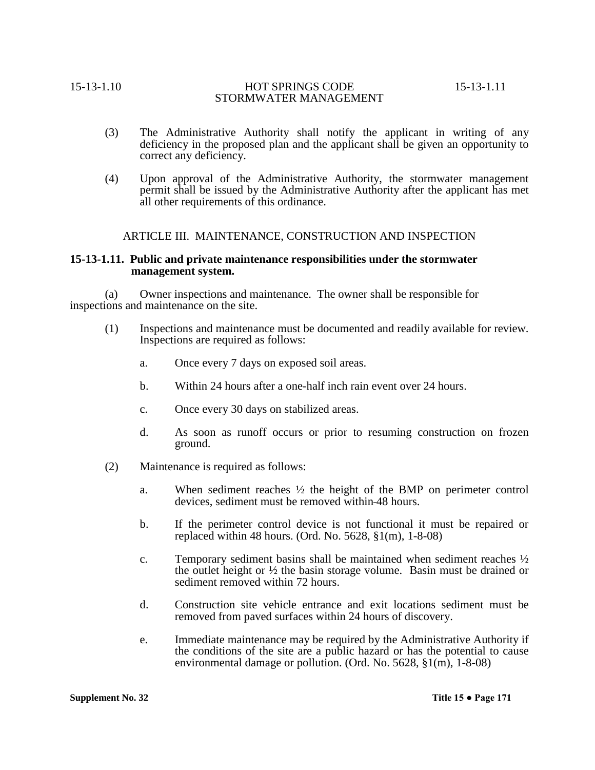(3) The Administrative Authority shall notify the applicant in writing of any deficiency in the proposed plan and the applicant shall be given an opportunity to correct any deficiency.

(4) Upon approval of the Administrative Authority, the stormwater management permit shall be issued by the Administrative Authority after the applicant has met all other requirements of this ordinance.

## ARTICLE III. MAINTENANCE, CONSTRUCTION AND INSPECTION

### 15-13-1.11. Public and private maintenance responsibilities under the stormwater management system.

(a) Owner inspections and maintenance. The owner shall be responsible for inspections and maintenance on the site.

(1) Inspections and maintenance must be documented and readily available for review. Inspections are required as follows:

a. Once every 7 days on exposed soil areas.

b. Within 24 hours after a one-half inch rain event over 24 hours.

c. Once every 30 days on stabilized areas.

d. As soon as runoff occurs or prior to resuming construction on frozen ground.

(2) Maintenance is required as follows:

a. When sediment reaches ½ the height of the BMP on perimeter control devices, sediment must be removed within 48 hours.

b. If the perimeter control device is not functional it must be repaired or replaced within 48 hours. (Ord. No. 5628, §1(m), 1-8-08)

c. Temporary sediment basins shall be maintained when sediment reaches ½ the outlet height or ½ the basin storage volume. Basin must be drained or sediment removed within 72 hours.

d. Construction site vehicle entrance and exit locations sediment must be removed from paved surfaces within 24 hours of discovery.

e. Immediate maintenance may be required by the Administrative Authority if the conditions of the site are a public hazard or has the potential to cause environmental damage or pollution. (Ord. No. 5628, §1(m), 1-8-08)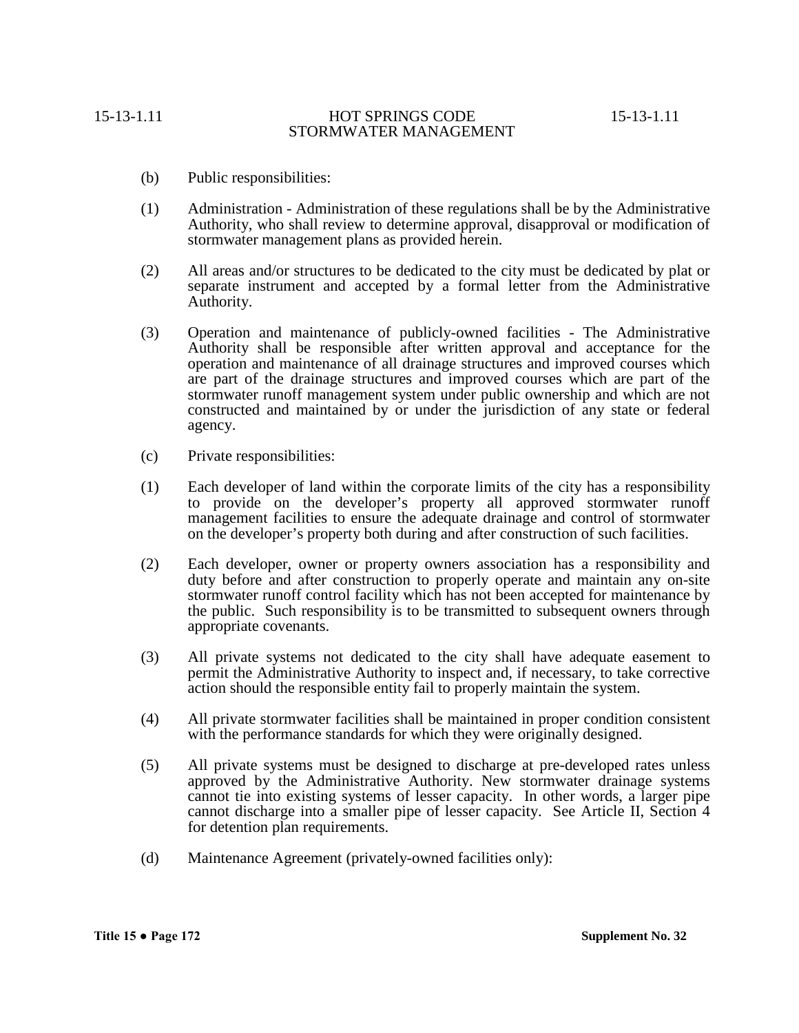(b) Public responsibilities:

(1) Administration - Administration of these regulations shall be by the Administrative Authority, who shall review to determine approval, disapproval or modification of stormwater management plans as provided herein.

(2) All areas and/or structures to be dedicated to the city must be dedicated by plat or separate instrument and accepted by a formal letter from the Administrative Authority.

(3) Operation and maintenance of publicly-owned facilities - The Administrative Authority shall be responsible after written approval and acceptance for the operation and maintenance of all drainage structures and improved courses which are part of the drainage structures and improved courses which are part of the stormwater runoff management system under public ownership and which are not constructed and maintained by or under the jurisdiction of any state or federal agency.

(c) Private responsibilities:

(1) Each developer of land within the corporate limits of the city has a responsibility to provide on the developer's property all approved stormwater runoff management facilities to ensure the adequate drainage and control of stormwater on the developer's property both during and after construction of such facilities.

(2) Each developer, owner or property owners association has a responsibility and duty before and after construction to properly operate and maintain any on-site stormwater runoff control facility which has not been accepted for maintenance by the public. Such responsibility is to be transmitted to subsequent owners through appropriate covenants.

(3) All private systems not dedicated to the city shall have adequate easement to permit the Administrative Authority to inspect and, if necessary, to take corrective action should the responsible entity fail to properly maintain the system.

(4) All private stormwater facilities shall be maintained in proper condition consistent with the performance standards for which they were originally designed.

(5) All private systems must be designed to discharge at pre-developed rates unless approved by the Administrative Authority. New stormwater drainage systems cannot tie into existing systems of lesser capacity. In other words, a larger pipe cannot discharge into a smaller pipe of lesser capacity. See Article II, Section 4 for detention plan requirements.

(d) Maintenance Agreement (privately-owned facilities only):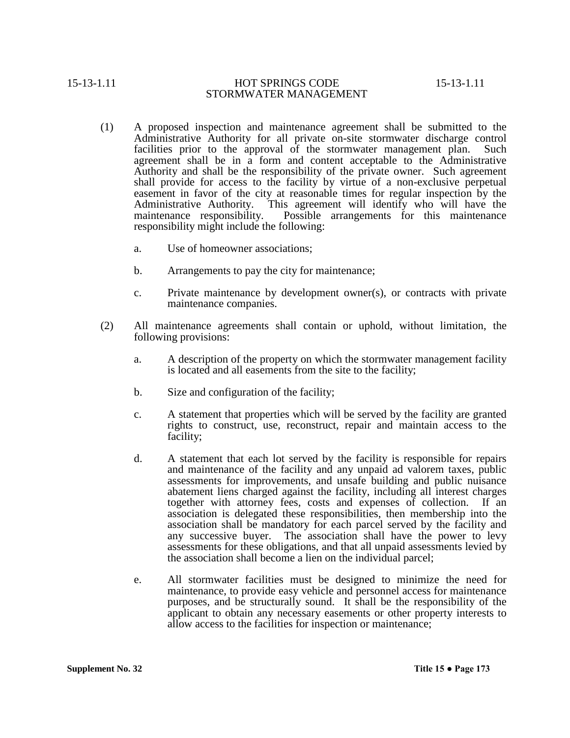(1) A proposed inspection and maintenance agreement shall be submitted to the Administrative Authority for all private on-site stormwater discharge control facilities prior to the approval of the stormwater management plan. Such agreement shall be in a form and content acceptable to the Administrative Authority and shall be the responsibility of the private owner. Such agreement shall provide for access to the facility by virtue of a non-exclusive perpetual easement in favor of the city at reasonable times for regular inspection by the Administrative Authority. This agreement will identify who will have the maintenance responsibility. Possible arrangements for this maintenance responsibility might include the following:

    a. Use of homeowner associations;

    b. Arrangements to pay the city for maintenance;

    c. Private maintenance by development owner(s), or contracts with private maintenance companies.

(2) All maintenance agreements shall contain or uphold, without limitation, the following provisions:

    a. A description of the property on which the stormwater management facility is located and all easements from the site to the facility;

    b. Size and configuration of the facility;

    c. A statement that properties which will be served by the facility are granted rights to construct, use, reconstruct, repair and maintain access to the facility;

    d. A statement that each lot served by the facility is responsible for repairs and maintenance of the facility and any unpaid ad valorem taxes, public assessments for improvements, and unsafe building and public nuisance abatement liens charged against the facility, including all interest charges together with attorney fees, costs and expenses of collection. If an association is delegated these responsibilities, then membership into the association shall be mandatory for each parcel served by the facility and any successive buyer. The association shall have the power to levy assessments for these obligations, and that all unpaid assessments levied by the association shall become a lien on the individual parcel;

    e. All stormwater facilities must be designed to minimize the need for maintenance, to provide easy vehicle and personnel access for maintenance purposes, and be structurally sound. It shall be the responsibility of the applicant to obtain any necessary easements or other property interests to allow access to the facilities for inspection or maintenance;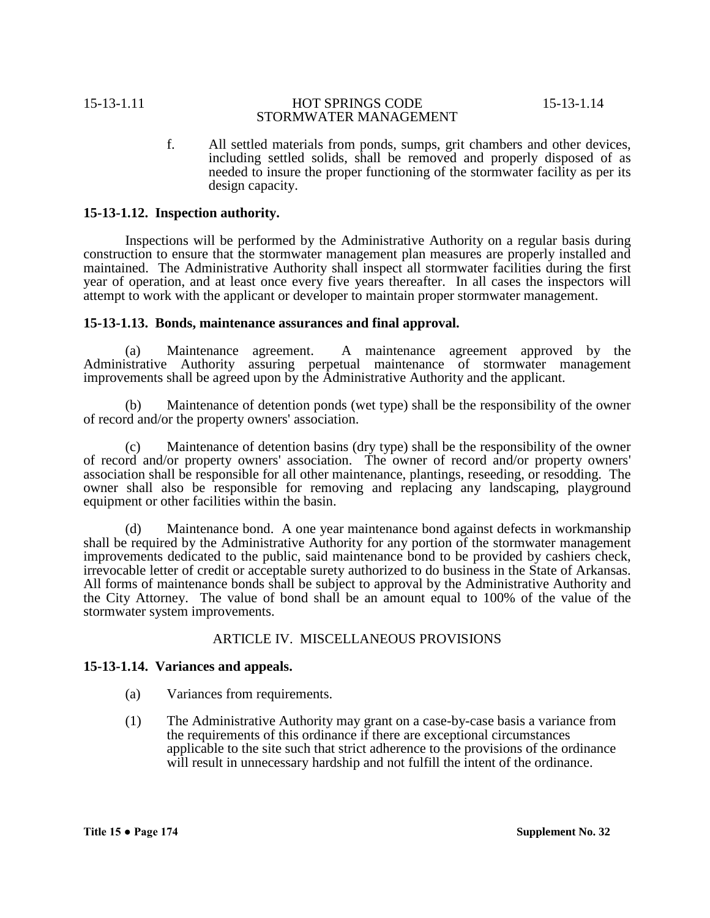f. All settled materials from ponds, sumps, grit chambers and other devices, including settled solids, shall be removed and properly disposed of as needed to insure the proper functioning of the stormwater facility as per its design capacity.

**15-13-1.12. Inspection authority.**

Inspections will be performed by the Administrative Authority on a regular basis during construction to ensure that the stormwater management plan measures are properly installed and maintained. The Administrative Authority shall inspect all stormwater facilities during the first year of operation, and at least once every five years thereafter. In all cases the inspectors will attempt to work with the applicant or developer to maintain proper stormwater management.

**15-13-1.13. Bonds, maintenance assurances and final approval.**

(a) Maintenance agreement. A maintenance agreement approved by the Administrative Authority assuring perpetual maintenance of stormwater management improvements shall be agreed upon by the Administrative Authority and the applicant.

(b) Maintenance of detention ponds (wet type) shall be the responsibility of the owner of record and/or the property owners' association.

(c) Maintenance of detention basins (dry type) shall be the responsibility of the owner of record and/or property owners' association. The owner of record and/or property owners' association shall be responsible for all other maintenance, plantings, reseeding, or resodding. The owner shall also be responsible for removing and replacing any landscaping, playground equipment or other facilities within the basin.

(d) Maintenance bond. A one year maintenance bond against defects in workmanship shall be required by the Administrative Authority for any portion of the stormwater management improvements dedicated to the public, said maintenance bond to be provided by cashiers check, irrevocable letter of credit or acceptable surety authorized to do business in the State of Arkansas. All forms of maintenance bonds shall be subject to approval by the Administrative Authority and the City Attorney. The value of bond shall be an amount equal to 100% of the value of the stormwater system improvements.

## ARTICLE IV. MISCELLANEOUS PROVISIONS

**15-13-1.14. Variances and appeals.**

(a) Variances from requirements.

(1) The Administrative Authority may grant on a case-by-case basis a variance from the requirements of this ordinance if there are exceptional circumstances applicable to the site such that strict adherence to the provisions of the ordinance will result in unnecessary hardship and not fulfill the intent of the ordinance.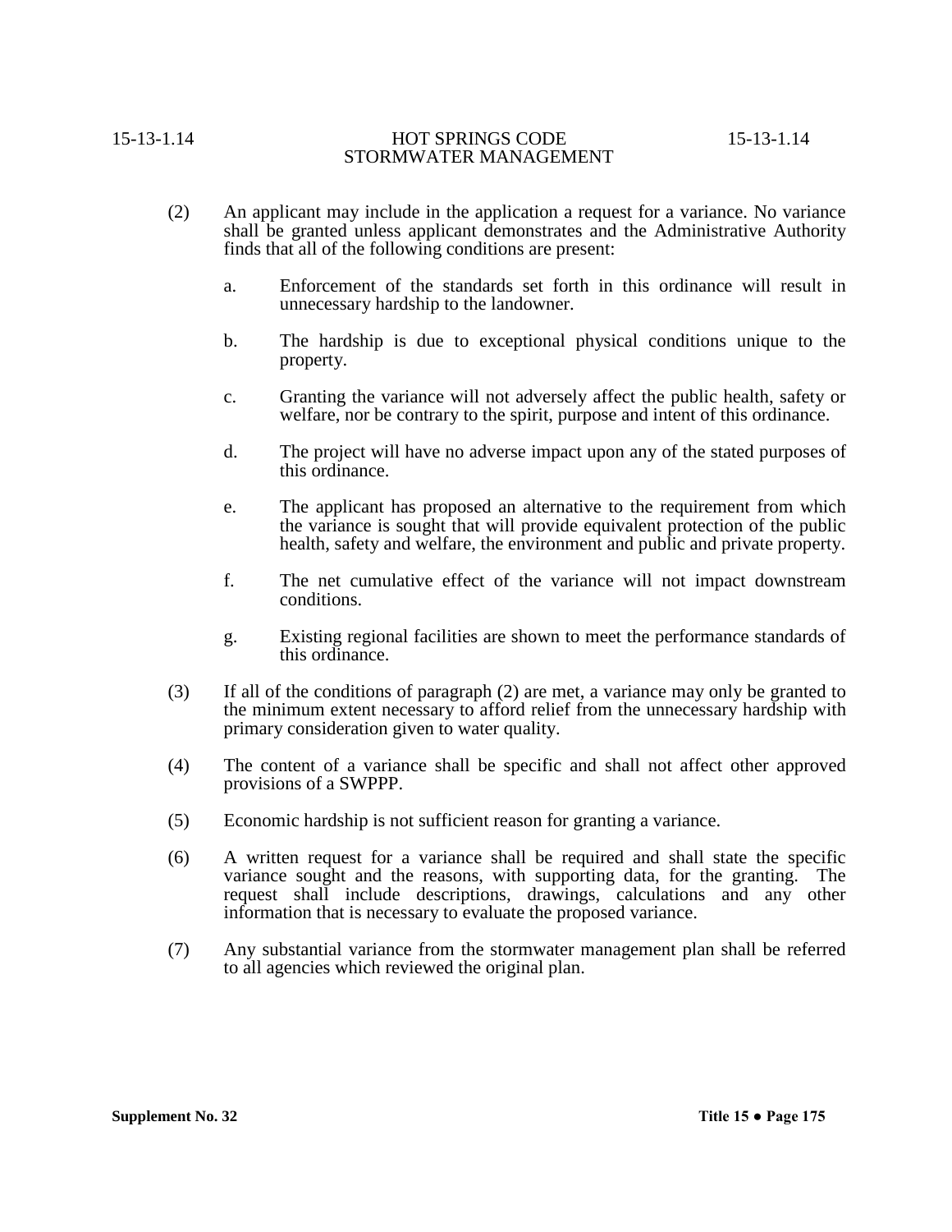(2) An applicant may include in the application a request for a variance. No variance shall be granted unless applicant demonstrates and the Administrative Authority finds that all of the following conditions are present:

   a. Enforcement of the standards set forth in this ordinance will result in unnecessary hardship to the landowner.

   b. The hardship is due to exceptional physical conditions unique to the property.

   c. Granting the variance will not adversely affect the public health, safety or welfare, nor be contrary to the spirit, purpose and intent of this ordinance.

   d. The project will have no adverse impact upon any of the stated purposes of this ordinance.

   e. The applicant has proposed an alternative to the requirement from which the variance is sought that will provide equivalent protection of the public health, safety and welfare, the environment and public and private property.

   f. The net cumulative effect of the variance will not impact downstream conditions.

   g. Existing regional facilities are shown to meet the performance standards of this ordinance.

(3) If all of the conditions of paragraph (2) are met, a variance may only be granted to the minimum extent necessary to afford relief from the unnecessary hardship with primary consideration given to water quality.

(4) The content of a variance shall be specific and shall not affect other approved provisions of a SWPPP.

(5) Economic hardship is not sufficient reason for granting a variance.

(6) A written request for a variance shall be required and shall state the specific variance sought and the reasons, with supporting data, for the granting. The request shall include descriptions, drawings, calculations and any other information that is necessary to evaluate the proposed variance.

(7) Any substantial variance from the stormwater management plan shall be referred to all agencies which reviewed the original plan.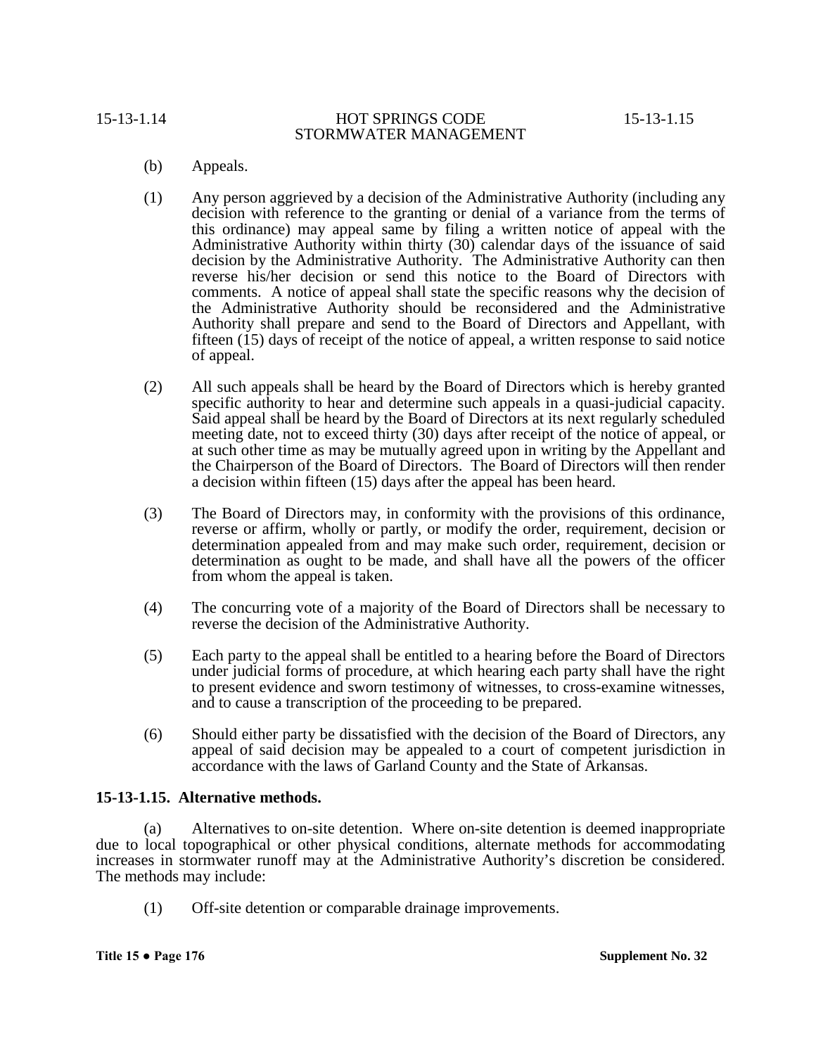(b) Appeals.

(1) Any person aggrieved by a decision of the Administrative Authority (including any decision with reference to the granting or denial of a variance from the terms of this ordinance) may appeal same by filing a written notice of appeal with the Administrative Authority within thirty (30) calendar days of the issuance of said decision by the Administrative Authority. The Administrative Authority can then reverse his/her decision or send this notice to the Board of Directors with comments. A notice of appeal shall state the specific reasons why the decision of the Administrative Authority should be reconsidered and the Administrative Authority shall prepare and send to the Board of Directors and Appellant, with fifteen (15) days of receipt of the notice of appeal, a written response to said notice of appeal.

(2) All such appeals shall be heard by the Board of Directors which is hereby granted specific authority to hear and determine such appeals in a quasi-judicial capacity. Said appeal shall be heard by the Board of Directors at its next regularly scheduled meeting date, not to exceed thirty (30) days after receipt of the notice of appeal, or at such other time as may be mutually agreed upon in writing by the Appellant and the Chairperson of the Board of Directors. The Board of Directors will then render a decision within fifteen (15) days after the appeal has been heard.

(3) The Board of Directors may, in conformity with the provisions of this ordinance, reverse or affirm, wholly or partly, or modify the order, requirement, decision or determination appealed from and may make such order, requirement, decision or determination as ought to be made, and shall have all the powers of the officer from whom the appeal is taken.

(4) The concurring vote of a majority of the Board of Directors shall be necessary to reverse the decision of the Administrative Authority.

(5) Each party to the appeal shall be entitled to a hearing before the Board of Directors under judicial forms of procedure, at which hearing each party shall have the right to present evidence and sworn testimony of witnesses, to cross-examine witnesses, and to cause a transcription of the proceeding to be prepared.

(6) Should either party be dissatisfied with the decision of the Board of Directors, any appeal of said decision may be appealed to a court of competent jurisdiction in accordance with the laws of Garland County and the State of Arkansas.

**15-13-1.15. Alternative methods.**

(a) Alternatives to on-site detention. Where on-site detention is deemed inappropriate due to local topographical or other physical conditions, alternate methods for accommodating increases in stormwater runoff may at the Administrative Authority's discretion be considered. The methods may include:

(1) Off-site detention or comparable drainage improvements.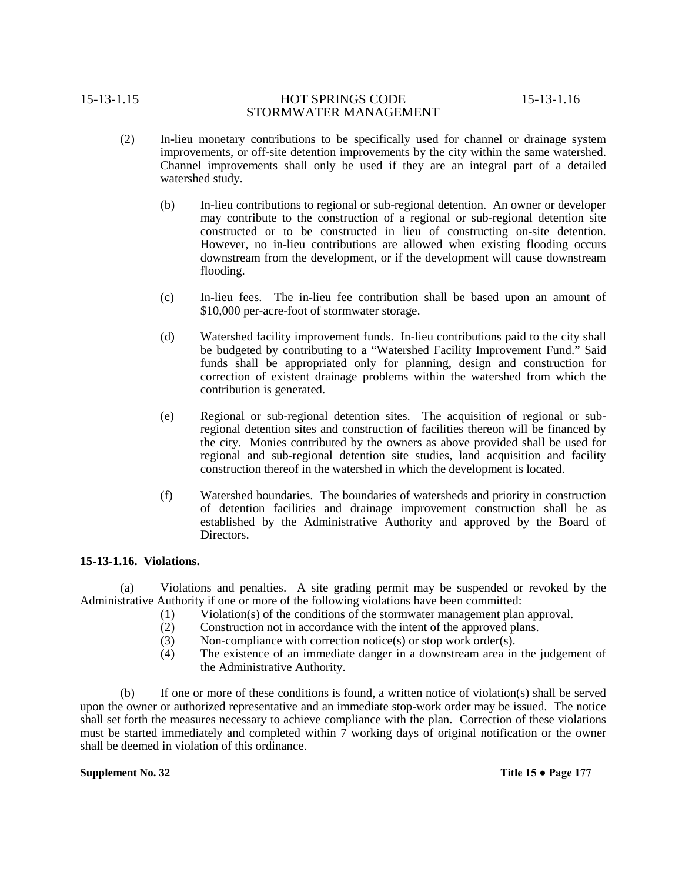(2) In-lieu monetary contributions to be specifically used for channel or drainage system improvements, or off-site detention improvements by the city within the same watershed. Channel improvements shall only be used if they are an integral part of a detailed watershed study.

(b) In-lieu contributions to regional or sub-regional detention. An owner or developer may contribute to the construction of a regional or sub-regional detention site constructed or to be constructed in lieu of constructing on-site detention. However, no in-lieu contributions are allowed when existing flooding occurs downstream from the development, or if the development will cause downstream flooding.

(c) In-lieu fees. The in-lieu fee contribution shall be based upon an amount of $10,000 per-acre-foot of stormwater storage.

(d) Watershed facility improvement funds. In-lieu contributions paid to the city shall be budgeted by contributing to a "Watershed Facility Improvement Fund." Said funds shall be appropriated only for planning, design and construction for correction of existent drainage problems within the watershed from which the contribution is generated.

(e) Regional or sub-regional detention sites. The acquisition of regional or sub-regional detention sites and construction of facilities thereon will be financed by the city. Monies contributed by the owners as above provided shall be used for regional and sub-regional detention site studies, land acquisition and facility construction thereof in the watershed in which the development is located.

(f) Watershed boundaries. The boundaries of watersheds and priority in construction of detention facilities and drainage improvement construction shall be as established by the Administrative Authority and approved by the Board of Directors.

**15-13-1.16. Violations.**

(a) Violations and penalties. A site grading permit may be suspended or revoked by the Administrative Authority if one or more of the following violations have been committed:

(1) Violation(s) of the conditions of the stormwater management plan approval.
(2) Construction not in accordance with the intent of the approved plans.
(3) Non-compliance with correction notice(s) or stop work order(s).
(4) The existence of an immediate danger in a downstream area in the judgement of the Administrative Authority.

(b) If one or more of these conditions is found, a written notice of violation(s) shall be served upon the owner or authorized representative and an immediate stop-work order may be issued. The notice shall set forth the measures necessary to achieve compliance with the plan. Correction of these violations must be started immediately and completed within 7 working days of original notification or the owner shall be deemed in violation of this ordinance.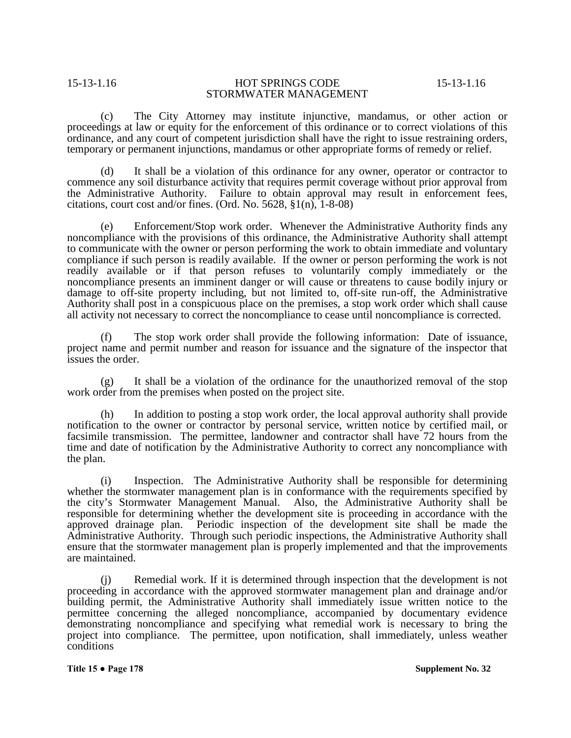(c) The City Attorney may institute injunctive, mandamus, or other action or proceedings at law or equity for the enforcement of this ordinance or to correct violations of this ordinance, and any court of competent jurisdiction shall have the right to issue restraining orders, temporary or permanent injunctions, mandamus or other appropriate forms of remedy or relief.

(d) It shall be a violation of this ordinance for any owner, operator or contractor to commence any soil disturbance activity that requires permit coverage without prior approval from the Administrative Authority. Failure to obtain approval may result in enforcement fees, citations, court cost and/or fines. (Ord. No. 5628, §1(n), 1-8-08)

(e) Enforcement/Stop work order. Whenever the Administrative Authority finds any noncompliance with the provisions of this ordinance, the Administrative Authority shall attempt to communicate with the owner or person performing the work to obtain immediate and voluntary compliance if such person is readily available. If the owner or person performing the work is not readily available or if that person refuses to voluntarily comply immediately or the noncompliance presents an imminent danger or will cause or threatens to cause bodily injury or damage to off-site property including, but not limited to, off-site run-off, the Administrative Authority shall post in a conspicuous place on the premises, a stop work order which shall cause all activity not necessary to correct the noncompliance to cease until noncompliance is corrected.

(f) The stop work order shall provide the following information: Date of issuance, project name and permit number and reason for issuance and the signature of the inspector that issues the order.

(g) It shall be a violation of the ordinance for the unauthorized removal of the stop work order from the premises when posted on the project site.

(h) In addition to posting a stop work order, the local approval authority shall provide notification to the owner or contractor by personal service, written notice by certified mail, or facsimile transmission. The permittee, landowner and contractor shall have 72 hours from the time and date of notification by the Administrative Authority to correct any noncompliance with the plan.

(i) Inspection. The Administrative Authority shall be responsible for determining whether the stormwater management plan is in conformance with the requirements specified by the city's Stormwater Management Manual. Also, the Administrative Authority shall be responsible for determining whether the development site is proceeding in accordance with the approved drainage plan. Periodic inspection of the development site shall be made the Administrative Authority. Through such periodic inspections, the Administrative Authority shall ensure that the stormwater management plan is properly implemented and that the improvements are maintained.

(j) Remedial work. If it is determined through inspection that the development is not proceeding in accordance with the approved stormwater management plan and drainage and/or building permit, the Administrative Authority shall immediately issue written notice to the permittee concerning the alleged noncompliance, accompanied by documentary evidence demonstrating noncompliance and specifying what remedial work is necessary to bring the project into compliance. The permittee, upon notification, shall immediately, unless weather conditions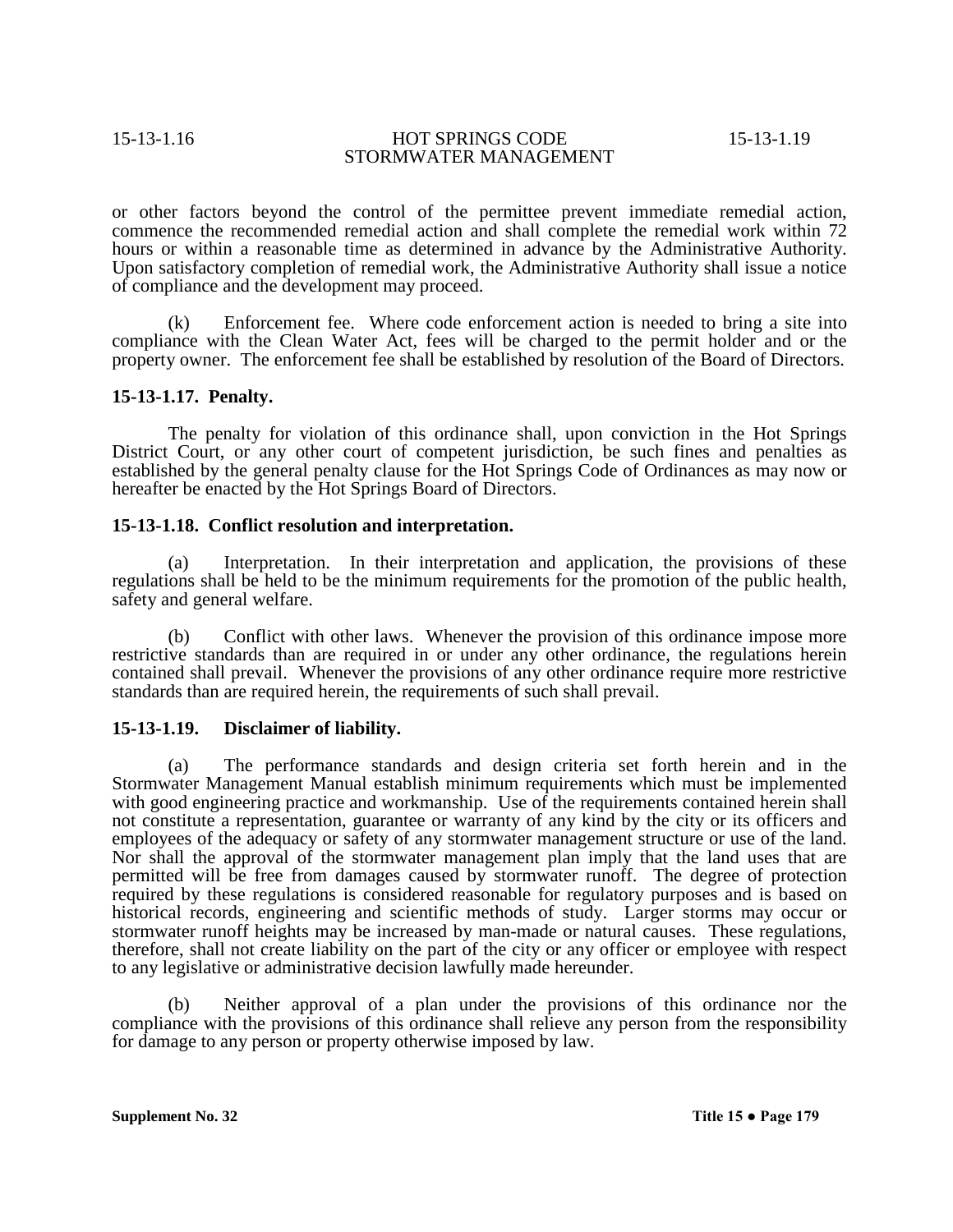or other factors beyond the control of the permittee prevent immediate remedial action, commence the recommended remedial action and shall complete the remedial work within 72 hours or within a reasonable time as determined in advance by the Administrative Authority. Upon satisfactory completion of remedial work, the Administrative Authority shall issue a notice of compliance and the development may proceed.

(k) Enforcement fee. Where code enforcement action is needed to bring a site into compliance with the Clean Water Act, fees will be charged to the permit holder and or the property owner. The enforcement fee shall be established by resolution of the Board of Directors.

**15-13-1.17. Penalty.**

The penalty for violation of this ordinance shall, upon conviction in the Hot Springs District Court, or any other court of competent jurisdiction, be such fines and penalties as established by the general penalty clause for the Hot Springs Code of Ordinances as may now or hereafter be enacted by the Hot Springs Board of Directors.

**15-13-1.18. Conflict resolution and interpretation.**

(a) Interpretation. In their interpretation and application, the provisions of these regulations shall be held to be the minimum requirements for the promotion of the public health, safety and general welfare.

(b) Conflict with other laws. Whenever the provision of this ordinance impose more restrictive standards than are required in or under any other ordinance, the regulations herein contained shall prevail. Whenever the provisions of any other ordinance require more restrictive standards than are required herein, the requirements of such shall prevail.

**15-13-1.19. Disclaimer of liability.**

(a) The performance standards and design criteria set forth herein and in the Stormwater Management Manual establish minimum requirements which must be implemented with good engineering practice and workmanship. Use of the requirements contained herein shall not constitute a representation, guarantee or warranty of any kind by the city or its officers and employees of the adequacy or safety of any stormwater management structure or use of the land. Nor shall the approval of the stormwater management plan imply that the land uses that are permitted will be free from damages caused by stormwater runoff. The degree of protection required by these regulations is considered reasonable for regulatory purposes and is based on historical records, engineering and scientific methods of study. Larger storms may occur or stormwater runoff heights may be increased by man-made or natural causes. These regulations, therefore, shall not create liability on the part of the city or any officer or employee with respect to any legislative or administrative decision lawfully made hereunder.

(b) Neither approval of a plan under the provisions of this ordinance nor the compliance with the provisions of this ordinance shall relieve any person from the responsibility for damage to any person or property otherwise imposed by law.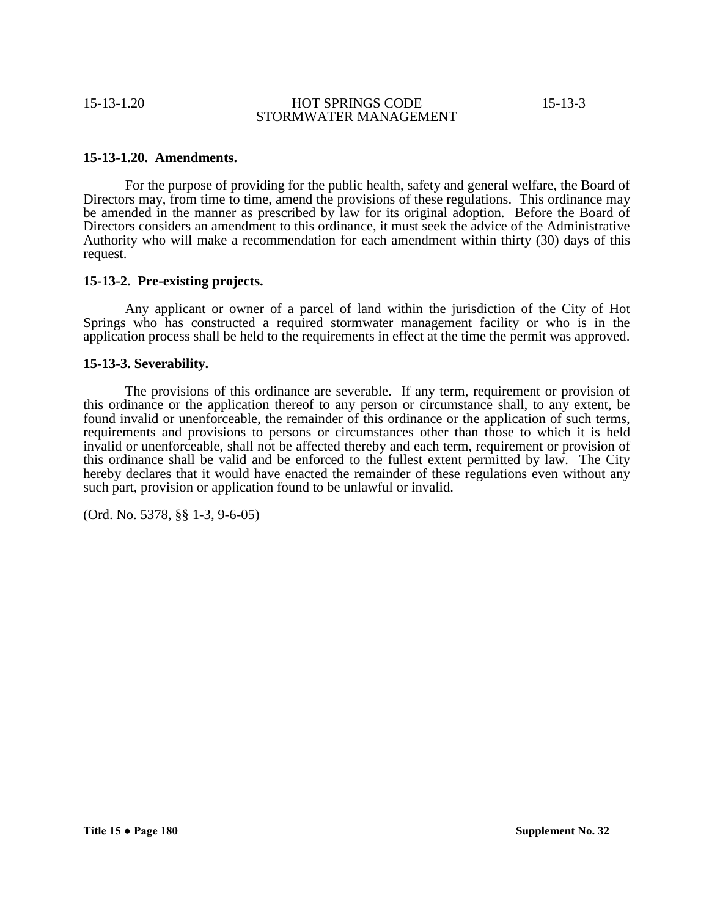**15-13-1.20. Amendments.**

For the purpose of providing for the public health, safety and general welfare, the Board of Directors may, from time to time, amend the provisions of these regulations. This ordinance may be amended in the manner as prescribed by law for its original adoption. Before the Board of Directors considers an amendment to this ordinance, it must seek the advice of the Administrative Authority who will make a recommendation for each amendment within thirty (30) days of this request.

**15-13-2. Pre-existing projects.**

Any applicant or owner of a parcel of land within the jurisdiction of the City of Hot Springs who has constructed a required stormwater management facility or who is in the application process shall be held to the requirements in effect at the time the permit was approved.

**15-13-3. Severability.**

The provisions of this ordinance are severable. If any term, requirement or provision of this ordinance or the application thereof to any person or circumstance shall, to any extent, be found invalid or unenforceable, the remainder of this ordinance or the application of such terms, requirements and provisions to persons or circumstances other than those to which it is held invalid or unenforceable, shall not be affected thereby and each term, requirement or provision of this ordinance shall be valid and be enforced to the fullest extent permitted by law. The City hereby declares that it would have enacted the remainder of these regulations even without any such part, provision or application found to be unlawful or invalid.

(Ord. No. 5378, §§ 1-3, 9-6-05)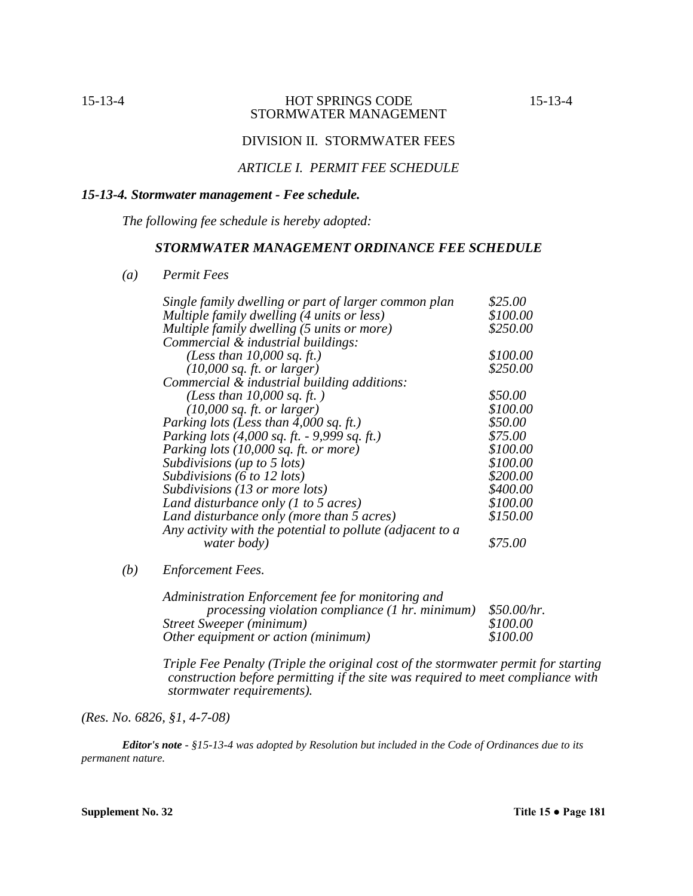DIVISION II. STORMWATER FEES

*ARTICLE I. PERMIT FEE SCHEDULE*

### *15-13-4. Stormwater management - Fee schedule.*

*The following fee schedule is hereby adopted:*

**STORMWATER MANAGEMENT ORDINANCE FEE SCHEDULE**

*(a) Permit Fees*

| | |
|---|---|
| *Single family dwelling or part of larger common plan* | *$25.00* |
| *Multiple family dwelling (4 units or less)* | *$100.00* |
| *Multiple family dwelling (5 units or more)* | *$250.00* |
| *Commercial & industrial buildings:* | |
| *(Less than 10,000 sq. ft.)* | *$100.00* |
| *(10,000 sq. ft. or larger)* | *$250.00* |
| *Commercial & industrial building additions:* | |
| *(Less than 10,000 sq. ft. )* | *$50.00* |
| *(10,000 sq. ft. or larger)* | *$100.00* |
| *Parking lots (Less than 4,000 sq. ft.)* | *$50.00* |
| *Parking lots (4,000 sq. ft. - 9,999 sq. ft.)* | *$75.00* |
| *Parking lots (10,000 sq. ft. or more)* | *$100.00* |
| *Subdivisions (up to 5 lots)* | *$100.00* |
| *Subdivisions (6 to 12 lots)* | *$200.00* |
| *Subdivisions (13 or more lots)* | *$400.00* |
| *Land disturbance only (1 to 5 acres)* | *$100.00* |
| *Land disturbance only (more than 5 acres)* | *$150.00* |
| *Any activity with the potential to pollute (adjacent to a water body)* | *$75.00* |

*(b) Enforcement Fees.*

| | |
|---|---|
| *Administration Enforcement fee for monitoring and processing violation compliance (1 hr. minimum)* | *$50.00/hr.* |
| *Street Sweeper (minimum)* | *$100.00* |
| *Other equipment or action (minimum)* | *$100.00* |

*Triple Fee Penalty (Triple the original cost of the stormwater permit for starting construction before permitting if the site was required to meet compliance with stormwater requirements).*

*(Res. No. 6826, §1, 4-7-08)*

***Editor's note*** *- §15-13-4 was adopted by Resolution but included in the Code of Ordinances due to its permanent nature.*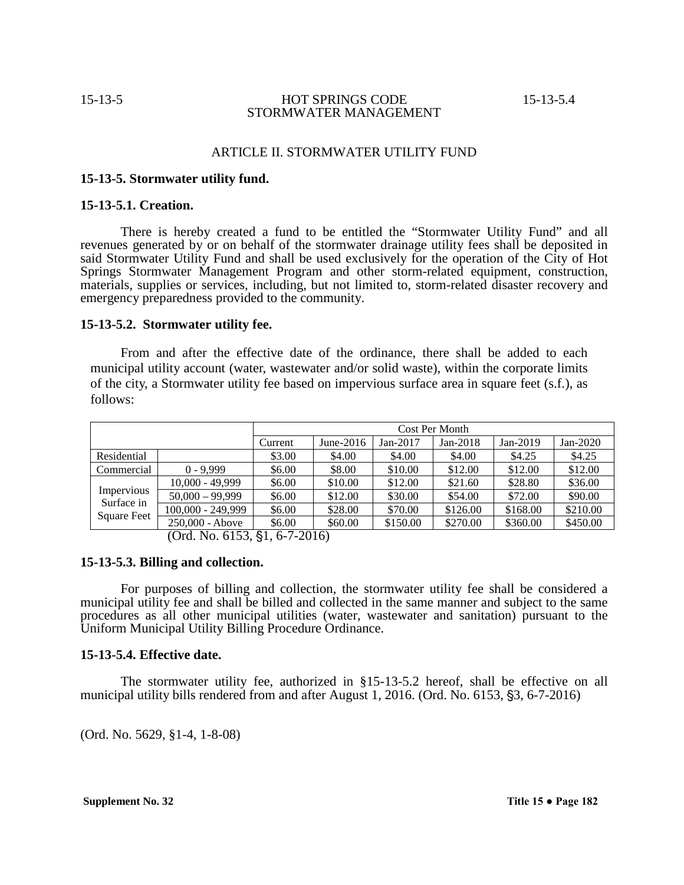## ARTICLE II. STORMWATER UTILITY FUND

**15-13-5. Stormwater utility fund.**

**15-13-5.1. Creation.**

There is hereby created a fund to be entitled the "Stormwater Utility Fund" and all revenues generated by or on behalf of the stormwater drainage utility fees shall be deposited in said Stormwater Utility Fund and shall be used exclusively for the operation of the City of Hot Springs Stormwater Management Program and other storm-related equipment, construction, materials, supplies or services, including, but not limited to, storm-related disaster recovery and emergency preparedness provided to the community.

**15-13-5.2. Stormwater utility fee.**

From and after the effective date of the ordinance, there shall be added to each municipal utility account (water, wastewater and/or solid waste), within the corporate limits of the city, a Stormwater utility fee based on impervious surface area in square feet (s.f.), as follows:

| | | Cost Per Month | | | | | |
|---|---|---|---|---|---|---|---|
| | | Current | June-2016 | Jan-2017 | Jan-2018 | Jan-2019 | Jan-2020 |
| Residential | | $3.00 | $4.00 | $4.00 | $4.00 | $4.25 | $4.25 |
| Commercial | 0 - 9,999 | $6.00 | $8.00 | $10.00 | $12.00 | $12.00 | $12.00 |
| Impervious Surface in Square Feet | 10,000 - 49,999 | $6.00 | $10.00 | $12.00 | $21.60 | $28.80 | $36.00 |
| | 50,000 – 99,999 | $6.00 | $12.00 | $30.00 | $54.00 | $72.00 | $90.00 |
| | 100,000 - 249,999 | $6.00 | $28.00 | $70.00 | $126.00 | $168.00 | $210.00 |
| | 250,000 - Above | $6.00 | $60.00 | $150.00 | $270.00 | $360.00 | $450.00 |

(Ord. No. 6153, §1, 6-7-2016)

**15-13-5.3. Billing and collection.**

For purposes of billing and collection, the stormwater utility fee shall be considered a municipal utility fee and shall be billed and collected in the same manner and subject to the same procedures as all other municipal utilities (water, wastewater and sanitation) pursuant to the Uniform Municipal Utility Billing Procedure Ordinance.

**15-13-5.4. Effective date.**

The stormwater utility fee, authorized in §15-13-5.2 hereof, shall be effective on all municipal utility bills rendered from and after August 1, 2016. (Ord. No. 6153, §3, 6-7-2016)

(Ord. No. 5629, §1-4, 1-8-08)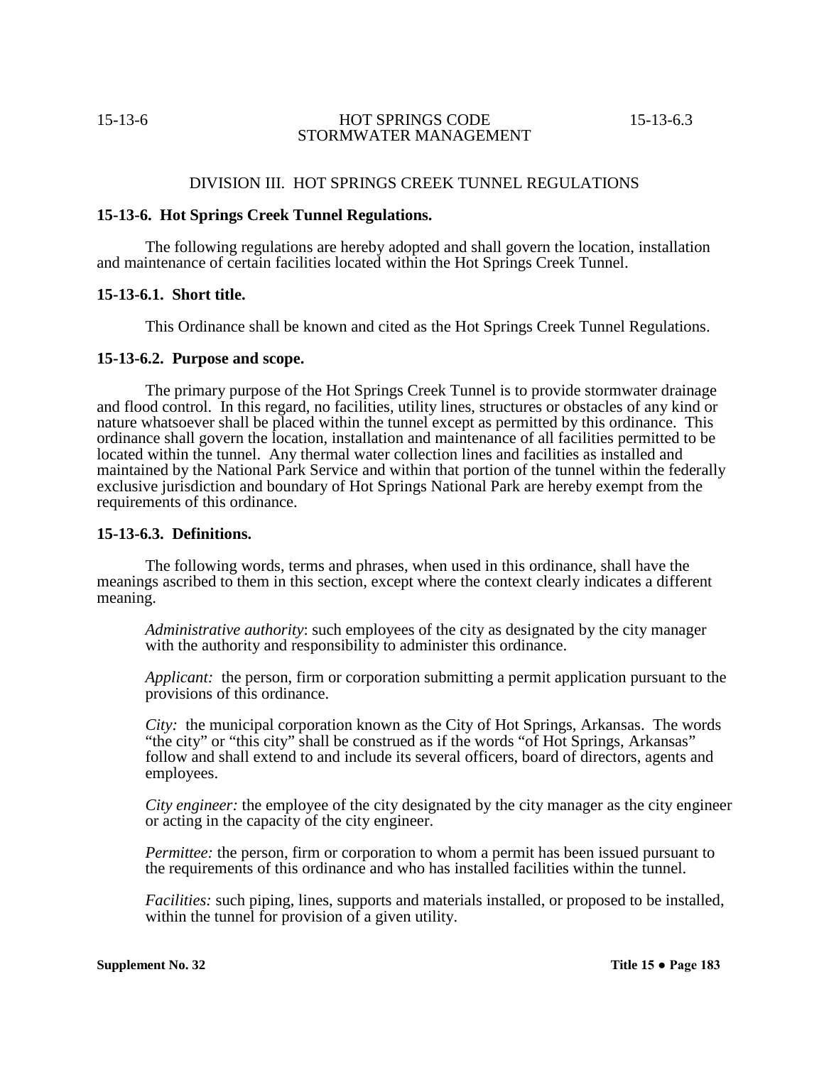## DIVISION III. HOT SPRINGS CREEK TUNNEL REGULATIONS

### 15-13-6. Hot Springs Creek Tunnel Regulations.

The following regulations are hereby adopted and shall govern the location, installation and maintenance of certain facilities located within the Hot Springs Creek Tunnel.

### 15-13-6.1. Short title.

This Ordinance shall be known and cited as the Hot Springs Creek Tunnel Regulations.

### 15-13-6.2. Purpose and scope.

The primary purpose of the Hot Springs Creek Tunnel is to provide stormwater drainage and flood control. In this regard, no facilities, utility lines, structures or obstacles of any kind or nature whatsoever shall be placed within the tunnel except as permitted by this ordinance. This ordinance shall govern the location, installation and maintenance of all facilities permitted to be located within the tunnel. Any thermal water collection lines and facilities as installed and maintained by the National Park Service and within that portion of the tunnel within the federally exclusive jurisdiction and boundary of Hot Springs National Park are hereby exempt from the requirements of this ordinance.

### 15-13-6.3. Definitions.

The following words, terms and phrases, when used in this ordinance, shall have the meanings ascribed to them in this section, except where the context clearly indicates a different meaning.

*Administrative authority*: such employees of the city as designated by the city manager with the authority and responsibility to administer this ordinance.

*Applicant:* the person, firm or corporation submitting a permit application pursuant to the provisions of this ordinance.

*City:* the municipal corporation known as the City of Hot Springs, Arkansas. The words "the city" or "this city" shall be construed as if the words "of Hot Springs, Arkansas" follow and shall extend to and include its several officers, board of directors, agents and employees.

*City engineer:* the employee of the city designated by the city manager as the city engineer or acting in the capacity of the city engineer.

*Permittee:* the person, firm or corporation to whom a permit has been issued pursuant to the requirements of this ordinance and who has installed facilities within the tunnel.

*Facilities:* such piping, lines, supports and materials installed, or proposed to be installed, within the tunnel for provision of a given utility.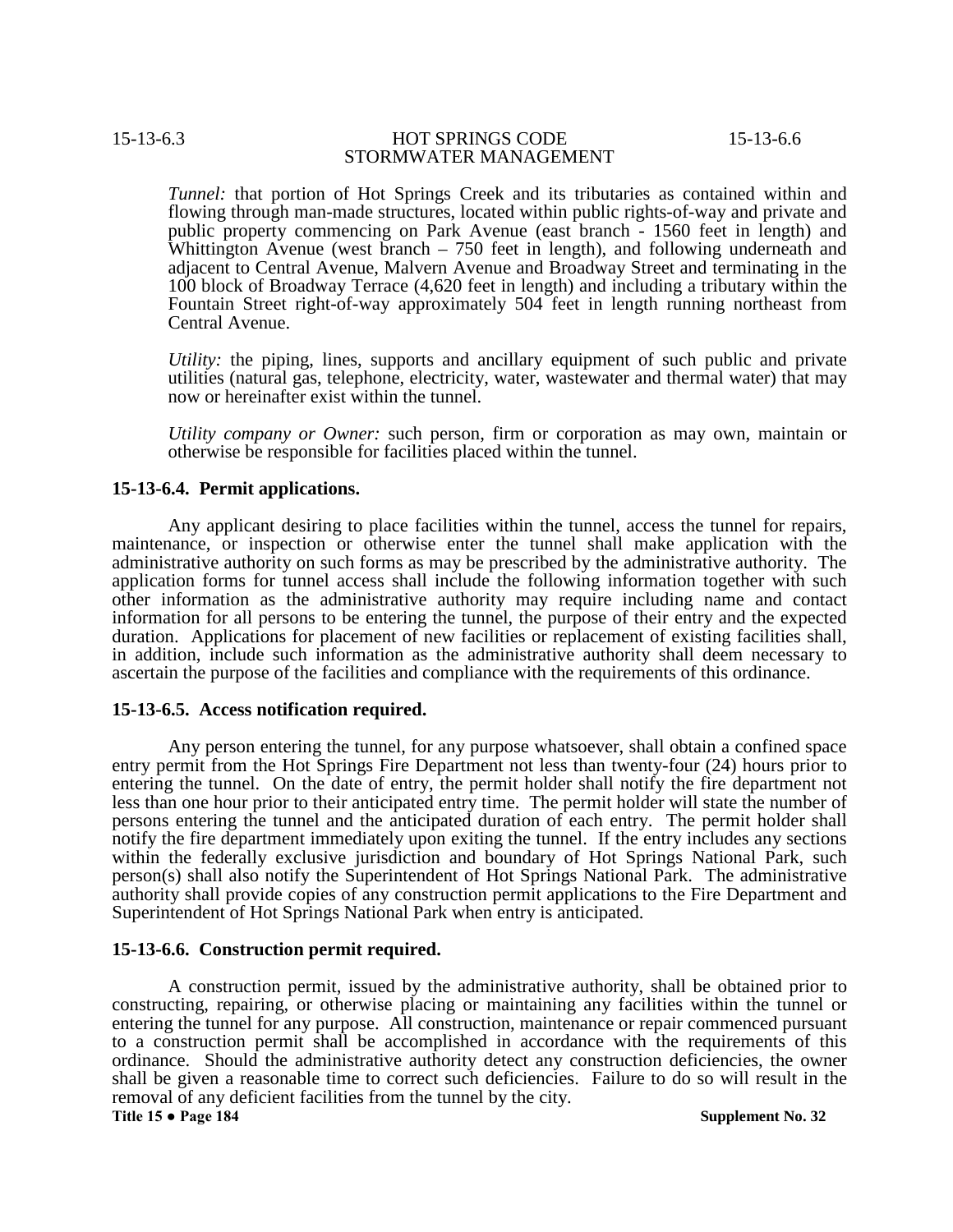*Tunnel:* that portion of Hot Springs Creek and its tributaries as contained within and flowing through man-made structures, located within public rights-of-way and private and public property commencing on Park Avenue (east branch - 1560 feet in length) and Whittington Avenue (west branch – 750 feet in length), and following underneath and adjacent to Central Avenue, Malvern Avenue and Broadway Street and terminating in the 100 block of Broadway Terrace (4,620 feet in length) and including a tributary within the Fountain Street right-of-way approximately 504 feet in length running northeast from Central Avenue.

*Utility:* the piping, lines, supports and ancillary equipment of such public and private utilities (natural gas, telephone, electricity, water, wastewater and thermal water) that may now or hereinafter exist within the tunnel.

*Utility company or Owner:* such person, firm or corporation as may own, maintain or otherwise be responsible for facilities placed within the tunnel.

**15-13-6.4. Permit applications.**

Any applicant desiring to place facilities within the tunnel, access the tunnel for repairs, maintenance, or inspection or otherwise enter the tunnel shall make application with the administrative authority on such forms as may be prescribed by the administrative authority. The application forms for tunnel access shall include the following information together with such other information as the administrative authority may require including name and contact information for all persons to be entering the tunnel, the purpose of their entry and the expected duration. Applications for placement of new facilities or replacement of existing facilities shall, in addition, include such information as the administrative authority shall deem necessary to ascertain the purpose of the facilities and compliance with the requirements of this ordinance.

**15-13-6.5. Access notification required.**

Any person entering the tunnel, for any purpose whatsoever, shall obtain a confined space entry permit from the Hot Springs Fire Department not less than twenty-four (24) hours prior to entering the tunnel. On the date of entry, the permit holder shall notify the fire department not less than one hour prior to their anticipated entry time. The permit holder will state the number of persons entering the tunnel and the anticipated duration of each entry. The permit holder shall notify the fire department immediately upon exiting the tunnel. If the entry includes any sections within the federally exclusive jurisdiction and boundary of Hot Springs National Park, such person(s) shall also notify the Superintendent of Hot Springs National Park. The administrative authority shall provide copies of any construction permit applications to the Fire Department and Superintendent of Hot Springs National Park when entry is anticipated.

**15-13-6.6. Construction permit required.**

A construction permit, issued by the administrative authority, shall be obtained prior to constructing, repairing, or otherwise placing or maintaining any facilities within the tunnel or entering the tunnel for any purpose. All construction, maintenance or repair commenced pursuant to a construction permit shall be accomplished in accordance with the requirements of this ordinance. Should the administrative authority detect any construction deficiencies, the owner shall be given a reasonable time to correct such deficiencies. Failure to do so will result in the removal of any deficient facilities from the tunnel by the city.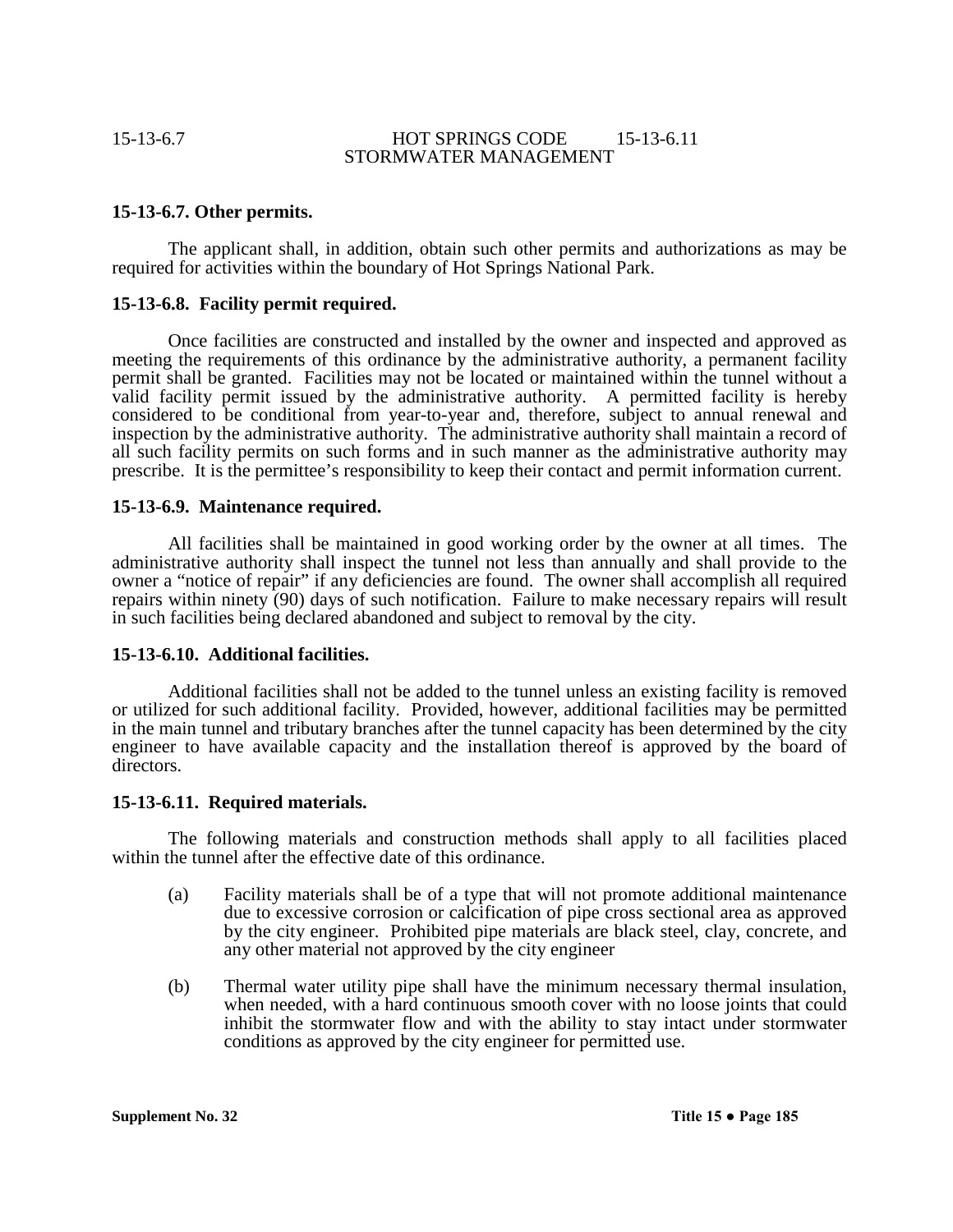### 15-13-6.7. Other permits.

The applicant shall, in addition, obtain such other permits and authorizations as may be required for activities within the boundary of Hot Springs National Park.

### 15-13-6.8. Facility permit required.

Once facilities are constructed and installed by the owner and inspected and approved as meeting the requirements of this ordinance by the administrative authority, a permanent facility permit shall be granted. Facilities may not be located or maintained within the tunnel without a valid facility permit issued by the administrative authority. A permitted facility is hereby considered to be conditional from year-to-year and, therefore, subject to annual renewal and inspection by the administrative authority. The administrative authority shall maintain a record of all such facility permits on such forms and in such manner as the administrative authority may prescribe. It is the permittee's responsibility to keep their contact and permit information current.

### 15-13-6.9. Maintenance required.

All facilities shall be maintained in good working order by the owner at all times. The administrative authority shall inspect the tunnel not less than annually and shall provide to the owner a "notice of repair" if any deficiencies are found. The owner shall accomplish all required repairs within ninety (90) days of such notification. Failure to make necessary repairs will result in such facilities being declared abandoned and subject to removal by the city.

### 15-13-6.10. Additional facilities.

Additional facilities shall not be added to the tunnel unless an existing facility is removed or utilized for such additional facility. Provided, however, additional facilities may be permitted in the main tunnel and tributary branches after the tunnel capacity has been determined by the city engineer to have available capacity and the installation thereof is approved by the board of directors.

### 15-13-6.11. Required materials.

The following materials and construction methods shall apply to all facilities placed within the tunnel after the effective date of this ordinance.

(a) Facility materials shall be of a type that will not promote additional maintenance due to excessive corrosion or calcification of pipe cross sectional area as approved by the city engineer. Prohibited pipe materials are black steel, clay, concrete, and any other material not approved by the city engineer

(b) Thermal water utility pipe shall have the minimum necessary thermal insulation, when needed, with a hard continuous smooth cover with no loose joints that could inhibit the stormwater flow and with the ability to stay intact under stormwater conditions as approved by the city engineer for permitted use.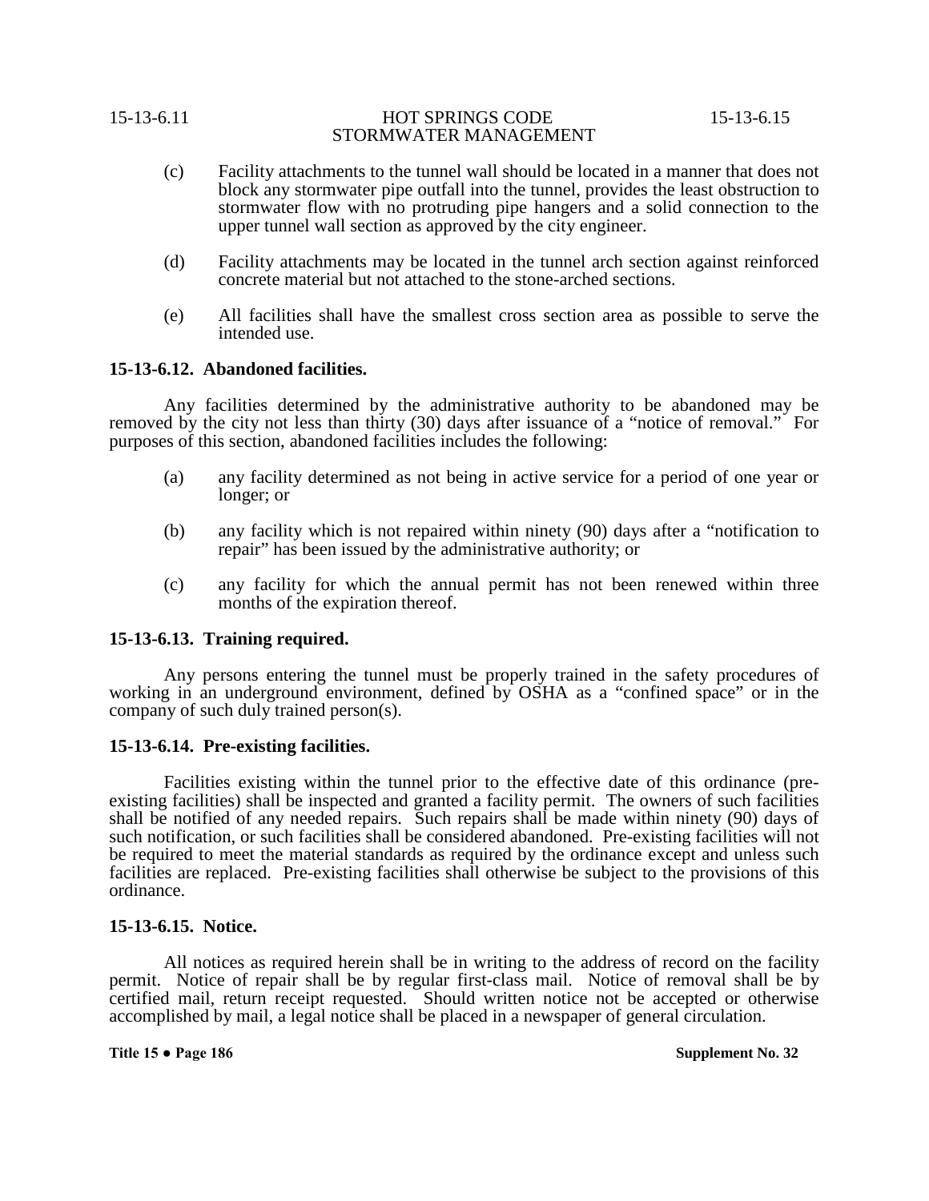(c) Facility attachments to the tunnel wall should be located in a manner that does not block any stormwater pipe outfall into the tunnel, provides the least obstruction to stormwater flow with no protruding pipe hangers and a solid connection to the upper tunnel wall section as approved by the city engineer.

(d) Facility attachments may be located in the tunnel arch section against reinforced concrete material but not attached to the stone-arched sections.

(e) All facilities shall have the smallest cross section area as possible to serve the intended use.

**15-13-6.12. Abandoned facilities.**

Any facilities determined by the administrative authority to be abandoned may be removed by the city not less than thirty (30) days after issuance of a "notice of removal." For purposes of this section, abandoned facilities includes the following:

(a) any facility determined as not being in active service for a period of one year or longer; or

(b) any facility which is not repaired within ninety (90) days after a "notification to repair" has been issued by the administrative authority; or

(c) any facility for which the annual permit has not been renewed within three months of the expiration thereof.

**15-13-6.13. Training required.**

Any persons entering the tunnel must be properly trained in the safety procedures of working in an underground environment, defined by OSHA as a "confined space" or in the company of such duly trained person(s).

**15-13-6.14. Pre-existing facilities.**

Facilities existing within the tunnel prior to the effective date of this ordinance (pre-existing facilities) shall be inspected and granted a facility permit. The owners of such facilities shall be notified of any needed repairs. Such repairs shall be made within ninety (90) days of such notification, or such facilities shall be considered abandoned. Pre-existing facilities will not be required to meet the material standards as required by the ordinance except and unless such facilities are replaced. Pre-existing facilities shall otherwise be subject to the provisions of this ordinance.

**15-13-6.15. Notice.**

All notices as required herein shall be in writing to the address of record on the facility permit. Notice of repair shall be by regular first-class mail. Notice of removal shall be by certified mail, return receipt requested. Should written notice not be accepted or otherwise accomplished by mail, a legal notice shall be placed in a newspaper of general circulation.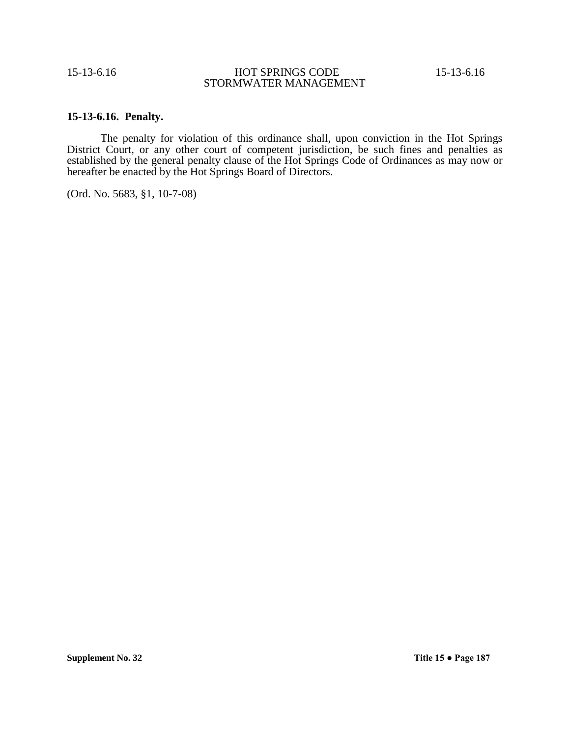**15-13-6.16. Penalty.**

The penalty for violation of this ordinance shall, upon conviction in the Hot Springs District Court, or any other court of competent jurisdiction, be such fines and penalties as established by the general penalty clause of the Hot Springs Code of Ordinances as may now or hereafter be enacted by the Hot Springs Board of Directors.

(Ord. No. 5683, §1, 10-7-08)